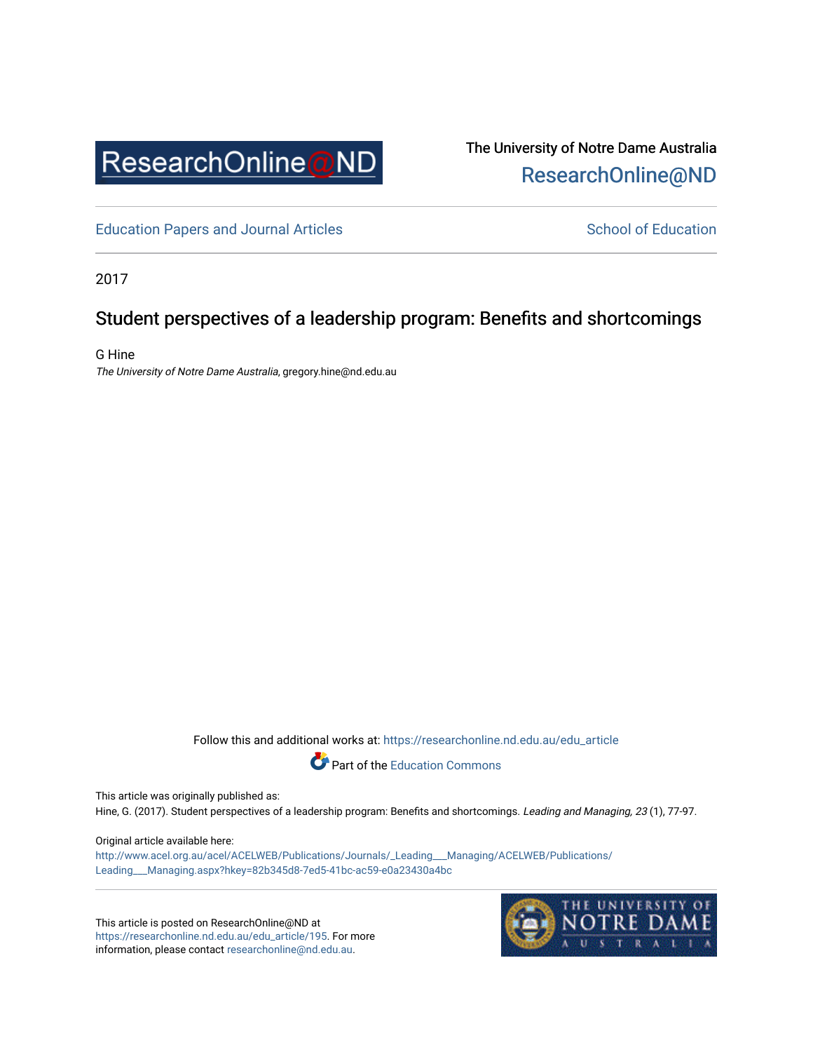ResearchOnline@ND

The University of Notre Dame Australia
ResearchOnline@ND

Education Papers and Journal Articles

School of Education

2017

# Student perspectives of a leadership program: Benefits and shortcomings

G Hine
*The University of Notre Dame Australia*, gregory.hine@nd.edu.au

Follow this and additional works at: https://researchonline.nd.edu.au/edu_article

Part of the Education Commons

This article was originally published as:
Hine, G. (2017). Student perspectives of a leadership program: Benefits and shortcomings. *Leading and Managing, 23* (1), 77-97.

Original article available here:
http://www.acel.org.au/acel/ACELWEB/Publications/Journals/_Leading___Managing/ACELWEB/Publications/Leading___Managing.aspx?hkey=82b345d8-7ed5-41bc-ac59-e0a23430a4bc

This article is posted on ResearchOnline@ND at https://researchonline.nd.edu.au/edu_article/195. For more information, please contact researchonline@nd.edu.au.

THE UNIVERSITY OF NOTRE DAME AUSTRALIA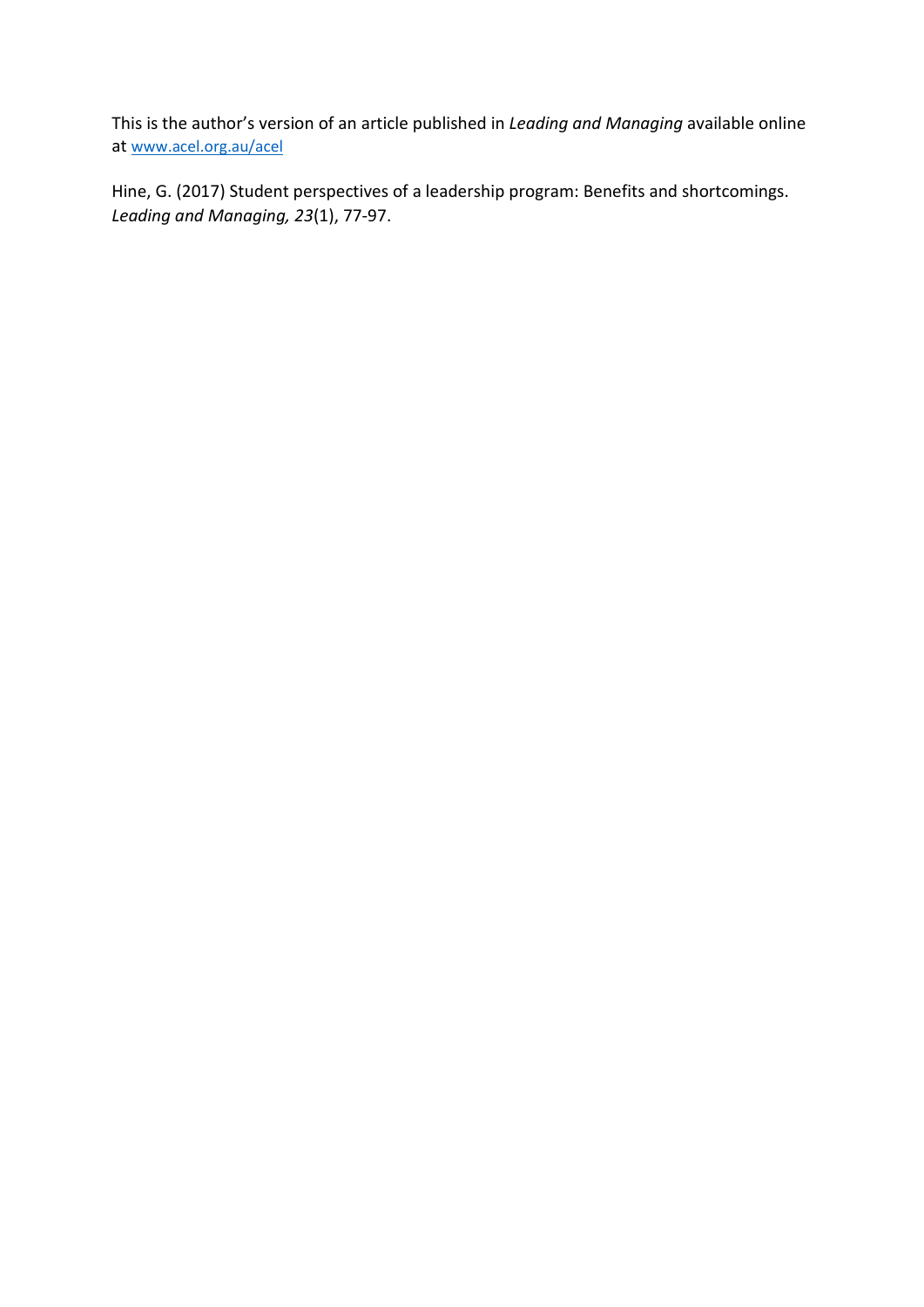This is the author's version of an article published in *Leading and Managing* available online at [www.acel.org.au/acel](www.acel.org.au/acel)

Hine, G. (2017) Student perspectives of a leadership program: Benefits and shortcomings. *Leading and Managing, 23*(1), 77-97.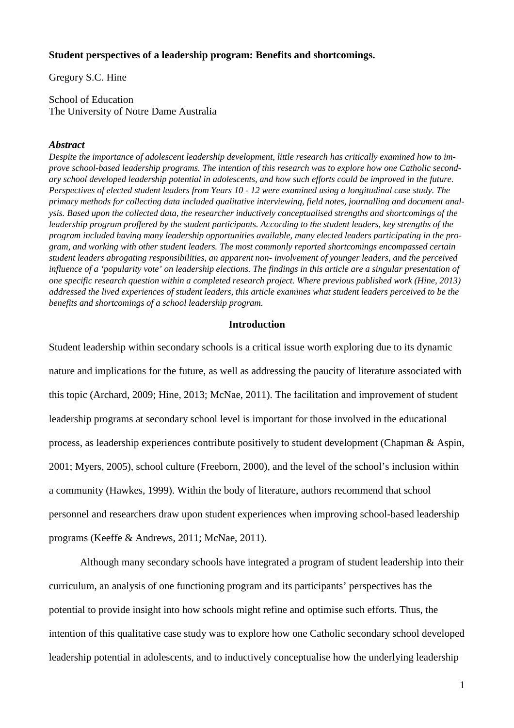**Student perspectives of a leadership program: Benefits and shortcomings.**

Gregory S.C. Hine

School of Education
The University of Notre Dame Australia

***Abstract***

*Despite the importance of adolescent leadership development, little research has critically examined how to improve school-based leadership programs. The intention of this research was to explore how one Catholic secondary school developed leadership potential in adolescents, and how such efforts could be improved in the future. Perspectives of elected student leaders from Years 10 - 12 were examined using a longitudinal case study. The primary methods for collecting data included qualitative interviewing, field notes, journalling and document analysis. Based upon the collected data, the researcher inductively conceptualised strengths and shortcomings of the leadership program proffered by the student participants. According to the student leaders, key strengths of the program included having many leadership opportunities available, many elected leaders participating in the program, and working with other student leaders. The most commonly reported shortcomings encompassed certain student leaders abrogating responsibilities, an apparent non- involvement of younger leaders, and the perceived influence of a 'popularity vote' on leadership elections. The findings in this article are a singular presentation of one specific research question within a completed research project. Where previous published work (Hine, 2013) addressed the lived experiences of student leaders, this article examines what student leaders perceived to be the benefits and shortcomings of a school leadership program.*

## Introduction

Student leadership within secondary schools is a critical issue worth exploring due to its dynamic nature and implications for the future, as well as addressing the paucity of literature associated with this topic (Archard, 2009; Hine, 2013; McNae, 2011). The facilitation and improvement of student leadership programs at secondary school level is important for those involved in the educational process, as leadership experiences contribute positively to student development (Chapman & Aspin, 2001; Myers, 2005), school culture (Freeborn, 2000), and the level of the school's inclusion within a community (Hawkes, 1999). Within the body of literature, authors recommend that school personnel and researchers draw upon student experiences when improving school-based leadership programs (Keeffe & Andrews, 2011; McNae, 2011).

Although many secondary schools have integrated a program of student leadership into their curriculum, an analysis of one functioning program and its participants' perspectives has the potential to provide insight into how schools might refine and optimise such efforts. Thus, the intention of this qualitative case study was to explore how one Catholic secondary school developed leadership potential in adolescents, and to inductively conceptualise how the underlying leadership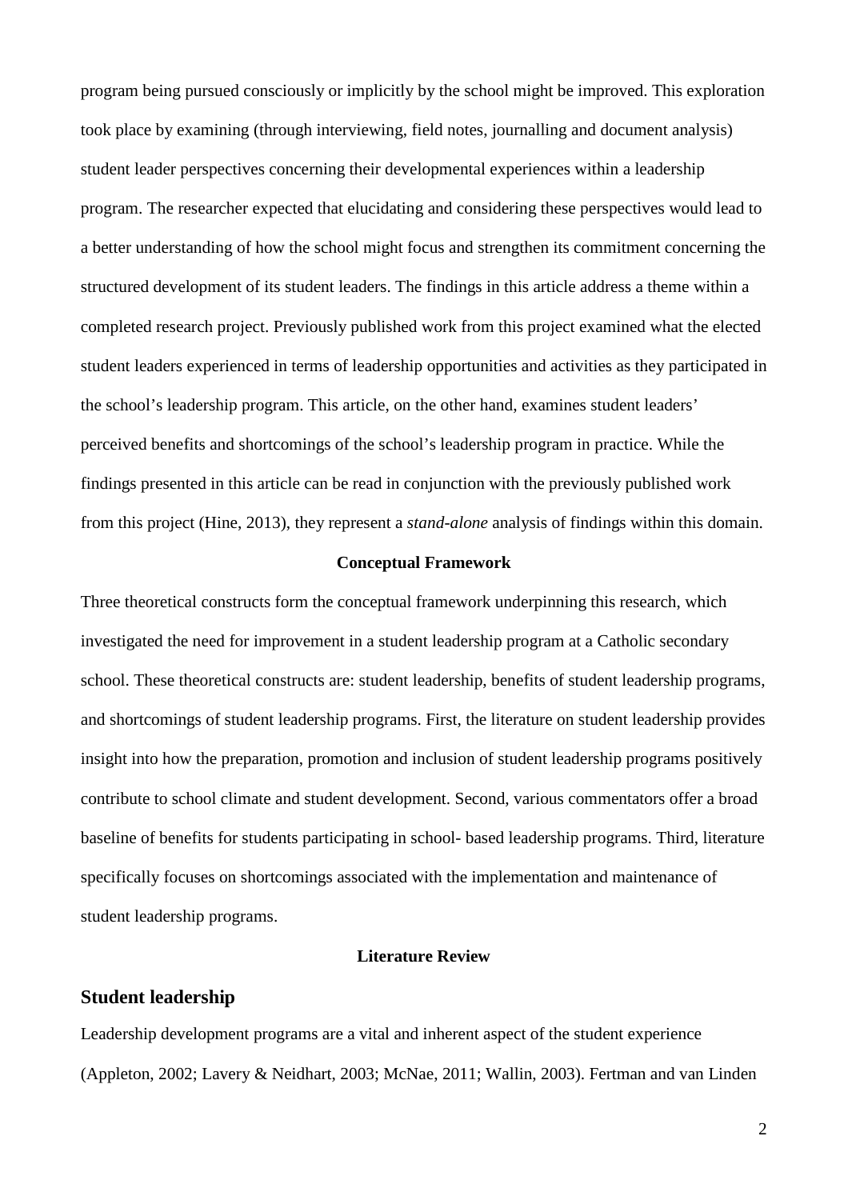program being pursued consciously or implicitly by the school might be improved. This exploration took place by examining (through interviewing, field notes, journalling and document analysis) student leader perspectives concerning their developmental experiences within a leadership program. The researcher expected that elucidating and considering these perspectives would lead to a better understanding of how the school might focus and strengthen its commitment concerning the structured development of its student leaders. The findings in this article address a theme within a completed research project. Previously published work from this project examined what the elected student leaders experienced in terms of leadership opportunities and activities as they participated in the school's leadership program. This article, on the other hand, examines student leaders' perceived benefits and shortcomings of the school's leadership program in practice. While the findings presented in this article can be read in conjunction with the previously published work from this project (Hine, 2013), they represent a *stand-alone* analysis of findings within this domain.

## Conceptual Framework

Three theoretical constructs form the conceptual framework underpinning this research, which investigated the need for improvement in a student leadership program at a Catholic secondary school. These theoretical constructs are: student leadership, benefits of student leadership programs, and shortcomings of student leadership programs. First, the literature on student leadership provides insight into how the preparation, promotion and inclusion of student leadership programs positively contribute to school climate and student development. Second, various commentators offer a broad baseline of benefits for students participating in school- based leadership programs. Third, literature specifically focuses on shortcomings associated with the implementation and maintenance of student leadership programs.

## Literature Review

### Student leadership

Leadership development programs are a vital and inherent aspect of the student experience (Appleton, 2002; Lavery & Neidhart, 2003; McNae, 2011; Wallin, 2003). Fertman and van Linden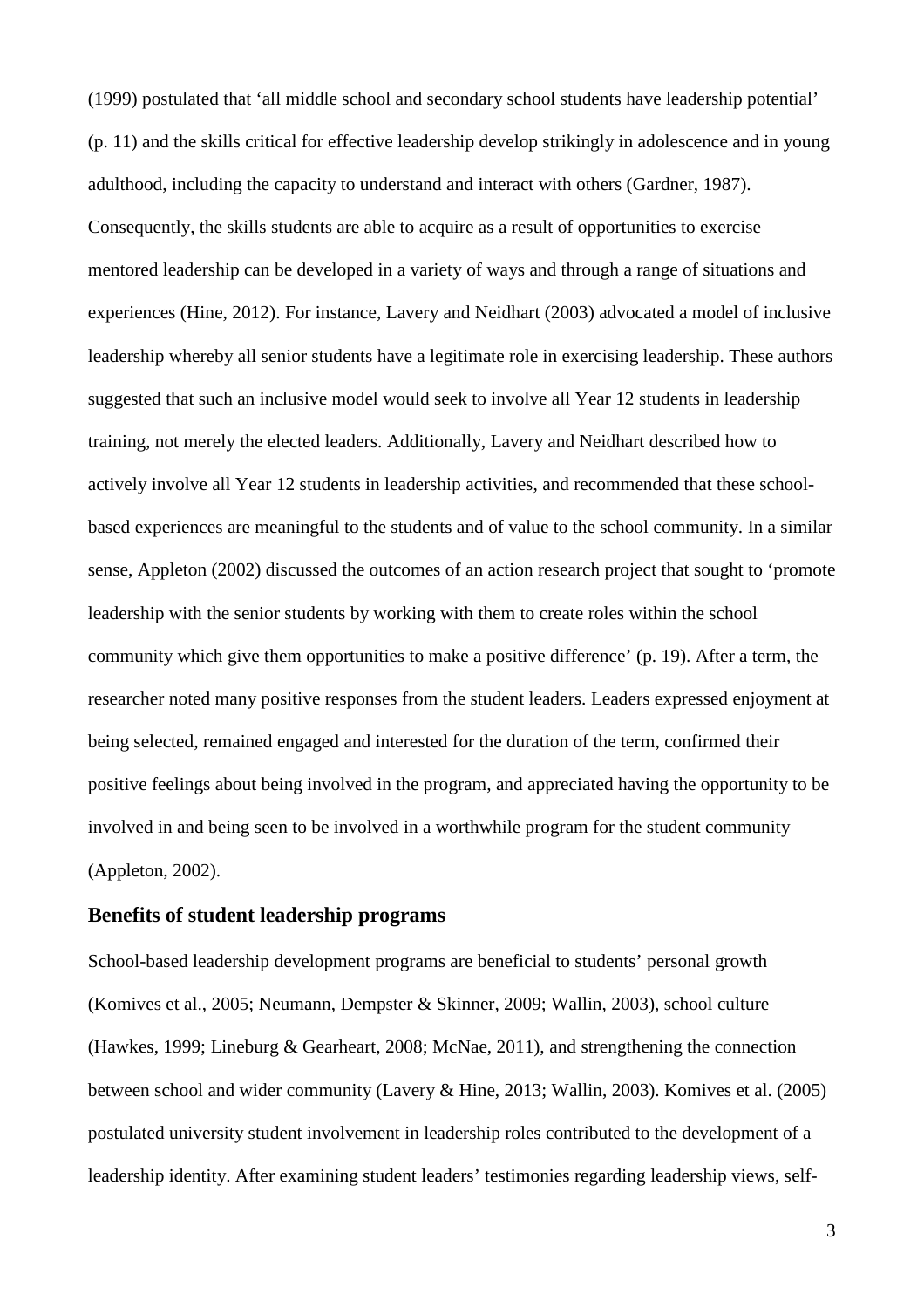(1999) postulated that 'all middle school and secondary school students have leadership potential' (p. 11) and the skills critical for effective leadership develop strikingly in adolescence and in young adulthood, including the capacity to understand and interact with others (Gardner, 1987). Consequently, the skills students are able to acquire as a result of opportunities to exercise mentored leadership can be developed in a variety of ways and through a range of situations and experiences (Hine, 2012). For instance, Lavery and Neidhart (2003) advocated a model of inclusive leadership whereby all senior students have a legitimate role in exercising leadership. These authors suggested that such an inclusive model would seek to involve all Year 12 students in leadership training, not merely the elected leaders. Additionally, Lavery and Neidhart described how to actively involve all Year 12 students in leadership activities, and recommended that these school-based experiences are meaningful to the students and of value to the school community. In a similar sense, Appleton (2002) discussed the outcomes of an action research project that sought to 'promote leadership with the senior students by working with them to create roles within the school community which give them opportunities to make a positive difference' (p. 19). After a term, the researcher noted many positive responses from the student leaders. Leaders expressed enjoyment at being selected, remained engaged and interested for the duration of the term, confirmed their positive feelings about being involved in the program, and appreciated having the opportunity to be involved in and being seen to be involved in a worthwhile program for the student community (Appleton, 2002).

## Benefits of student leadership programs

School-based leadership development programs are beneficial to students' personal growth (Komives et al., 2005; Neumann, Dempster & Skinner, 2009; Wallin, 2003), school culture (Hawkes, 1999; Lineburg & Gearheart, 2008; McNae, 2011), and strengthening the connection between school and wider community (Lavery & Hine, 2013; Wallin, 2003). Komives et al. (2005) postulated university student involvement in leadership roles contributed to the development of a leadership identity. After examining student leaders' testimonies regarding leadership views, self-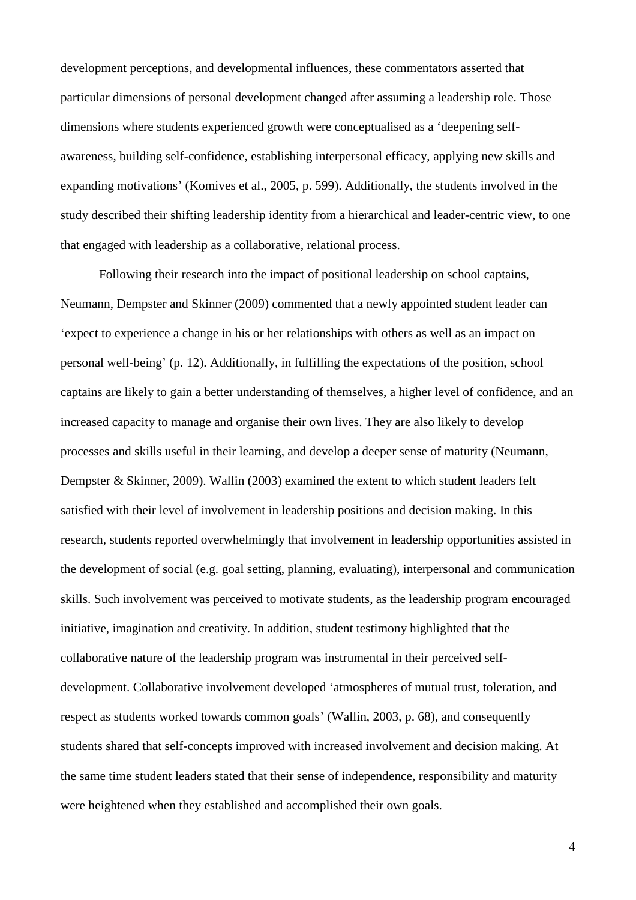development perceptions, and developmental influences, these commentators asserted that particular dimensions of personal development changed after assuming a leadership role. Those dimensions where students experienced growth were conceptualised as a 'deepening self-awareness, building self-confidence, establishing interpersonal efficacy, applying new skills and expanding motivations' (Komives et al., 2005, p. 599). Additionally, the students involved in the study described their shifting leadership identity from a hierarchical and leader-centric view, to one that engaged with leadership as a collaborative, relational process.

Following their research into the impact of positional leadership on school captains, Neumann, Dempster and Skinner (2009) commented that a newly appointed student leader can 'expect to experience a change in his or her relationships with others as well as an impact on personal well-being' (p. 12). Additionally, in fulfilling the expectations of the position, school captains are likely to gain a better understanding of themselves, a higher level of confidence, and an increased capacity to manage and organise their own lives. They are also likely to develop processes and skills useful in their learning, and develop a deeper sense of maturity (Neumann, Dempster & Skinner, 2009). Wallin (2003) examined the extent to which student leaders felt satisfied with their level of involvement in leadership positions and decision making. In this research, students reported overwhelmingly that involvement in leadership opportunities assisted in the development of social (e.g. goal setting, planning, evaluating), interpersonal and communication skills. Such involvement was perceived to motivate students, as the leadership program encouraged initiative, imagination and creativity. In addition, student testimony highlighted that the collaborative nature of the leadership program was instrumental in their perceived self-development. Collaborative involvement developed 'atmospheres of mutual trust, toleration, and respect as students worked towards common goals' (Wallin, 2003, p. 68), and consequently students shared that self-concepts improved with increased involvement and decision making. At the same time student leaders stated that their sense of independence, responsibility and maturity were heightened when they established and accomplished their own goals.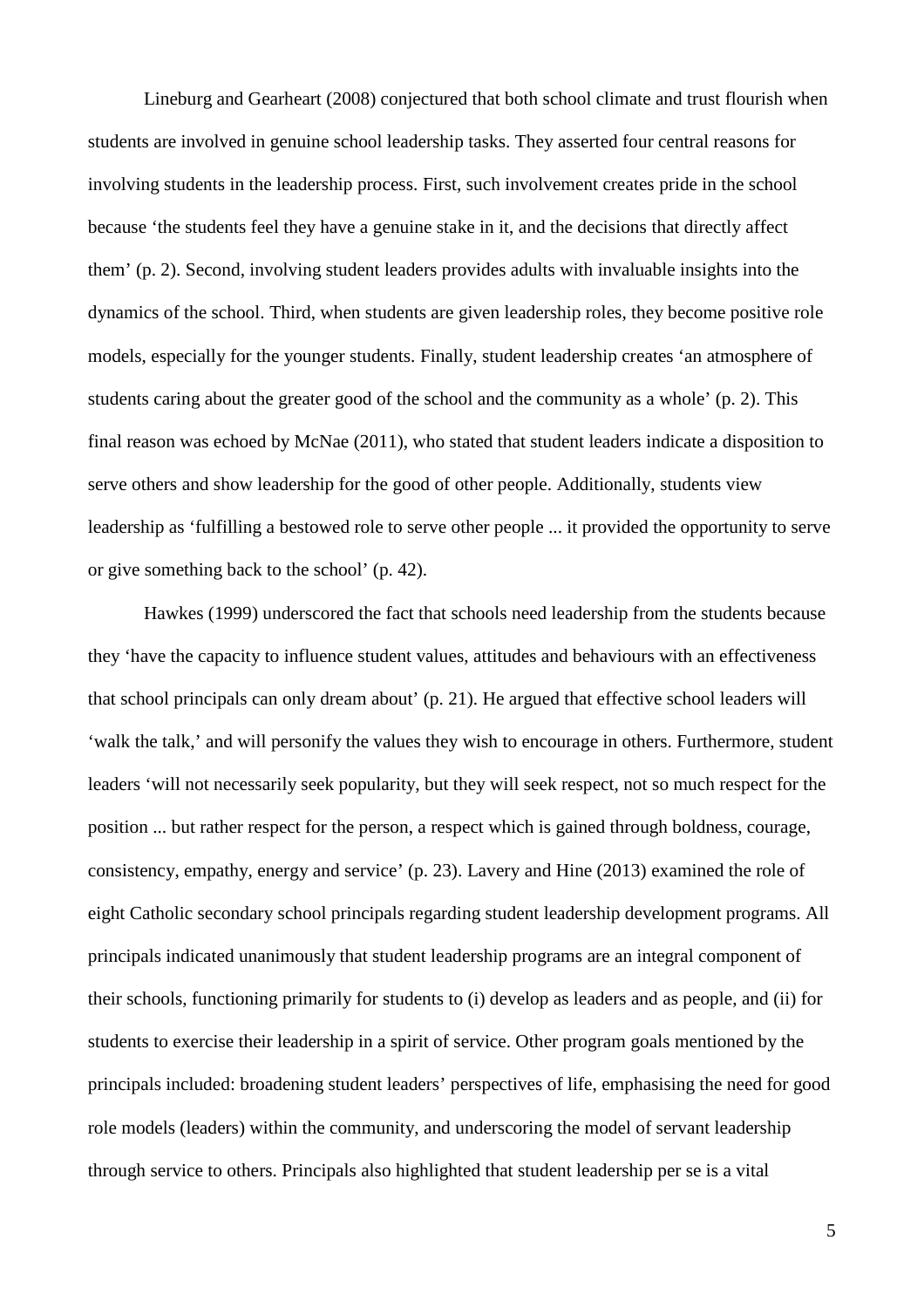Lineburg and Gearheart (2008) conjectured that both school climate and trust flourish when students are involved in genuine school leadership tasks. They asserted four central reasons for involving students in the leadership process. First, such involvement creates pride in the school because 'the students feel they have a genuine stake in it, and the decisions that directly affect them' (p. 2). Second, involving student leaders provides adults with invaluable insights into the dynamics of the school. Third, when students are given leadership roles, they become positive role models, especially for the younger students. Finally, student leadership creates 'an atmosphere of students caring about the greater good of the school and the community as a whole' (p. 2). This final reason was echoed by McNae (2011), who stated that student leaders indicate a disposition to serve others and show leadership for the good of other people. Additionally, students view leadership as 'fulfilling a bestowed role to serve other people ... it provided the opportunity to serve or give something back to the school' (p. 42).

Hawkes (1999) underscored the fact that schools need leadership from the students because they 'have the capacity to influence student values, attitudes and behaviours with an effectiveness that school principals can only dream about' (p. 21). He argued that effective school leaders will 'walk the talk,' and will personify the values they wish to encourage in others. Furthermore, student leaders 'will not necessarily seek popularity, but they will seek respect, not so much respect for the position ... but rather respect for the person, a respect which is gained through boldness, courage, consistency, empathy, energy and service' (p. 23). Lavery and Hine (2013) examined the role of eight Catholic secondary school principals regarding student leadership development programs. All principals indicated unanimously that student leadership programs are an integral component of their schools, functioning primarily for students to (i) develop as leaders and as people, and (ii) for students to exercise their leadership in a spirit of service. Other program goals mentioned by the principals included: broadening student leaders' perspectives of life, emphasising the need for good role models (leaders) within the community, and underscoring the model of servant leadership through service to others. Principals also highlighted that student leadership per se is a vital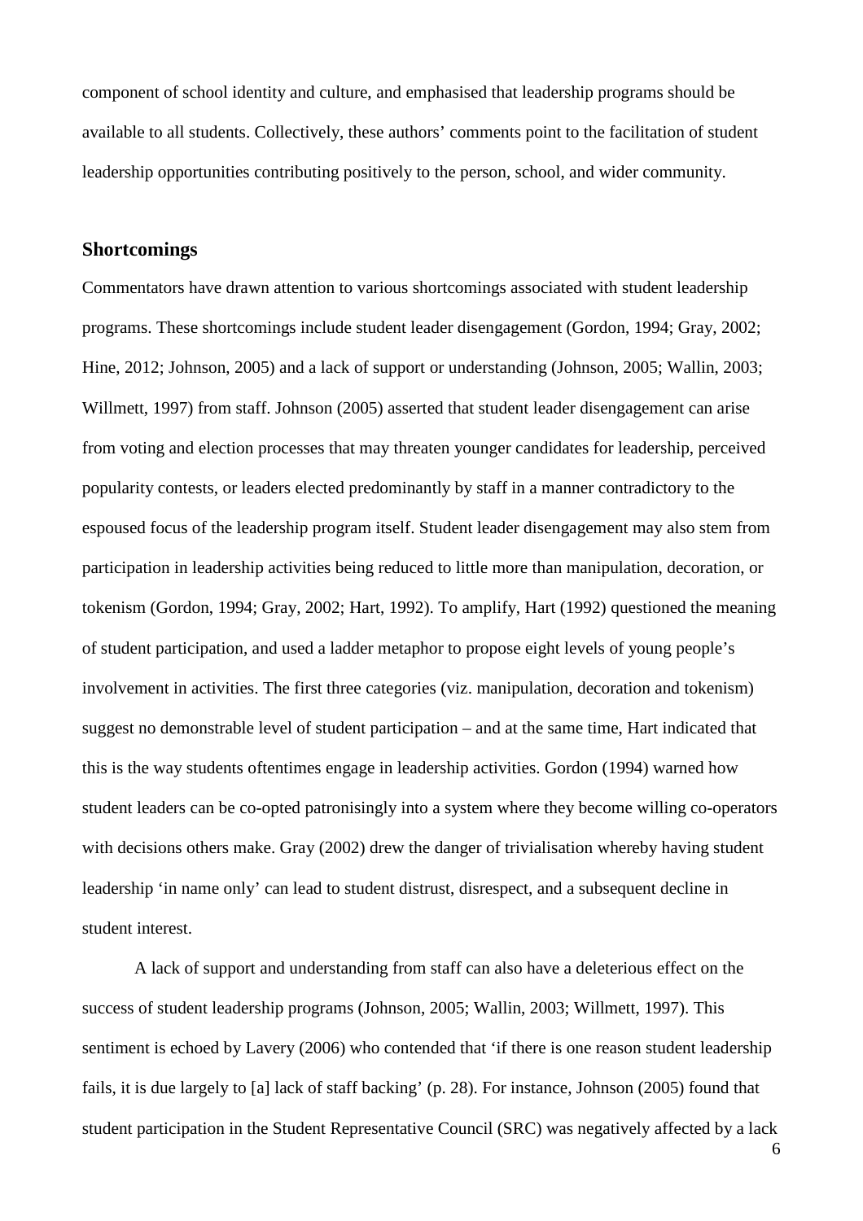component of school identity and culture, and emphasised that leadership programs should be available to all students. Collectively, these authors' comments point to the facilitation of student leadership opportunities contributing positively to the person, school, and wider community.

## Shortcomings

Commentators have drawn attention to various shortcomings associated with student leadership programs. These shortcomings include student leader disengagement (Gordon, 1994; Gray, 2002; Hine, 2012; Johnson, 2005) and a lack of support or understanding (Johnson, 2005; Wallin, 2003; Willmett, 1997) from staff. Johnson (2005) asserted that student leader disengagement can arise from voting and election processes that may threaten younger candidates for leadership, perceived popularity contests, or leaders elected predominantly by staff in a manner contradictory to the espoused focus of the leadership program itself. Student leader disengagement may also stem from participation in leadership activities being reduced to little more than manipulation, decoration, or tokenism (Gordon, 1994; Gray, 2002; Hart, 1992). To amplify, Hart (1992) questioned the meaning of student participation, and used a ladder metaphor to propose eight levels of young people's involvement in activities. The first three categories (viz. manipulation, decoration and tokenism) suggest no demonstrable level of student participation – and at the same time, Hart indicated that this is the way students oftentimes engage in leadership activities. Gordon (1994) warned how student leaders can be co-opted patronisingly into a system where they become willing co-operators with decisions others make. Gray (2002) drew the danger of trivialisation whereby having student leadership 'in name only' can lead to student distrust, disrespect, and a subsequent decline in student interest.

A lack of support and understanding from staff can also have a deleterious effect on the success of student leadership programs (Johnson, 2005; Wallin, 2003; Willmett, 1997). This sentiment is echoed by Lavery (2006) who contended that 'if there is one reason student leadership fails, it is due largely to [a] lack of staff backing' (p. 28). For instance, Johnson (2005) found that student participation in the Student Representative Council (SRC) was negatively affected by a lack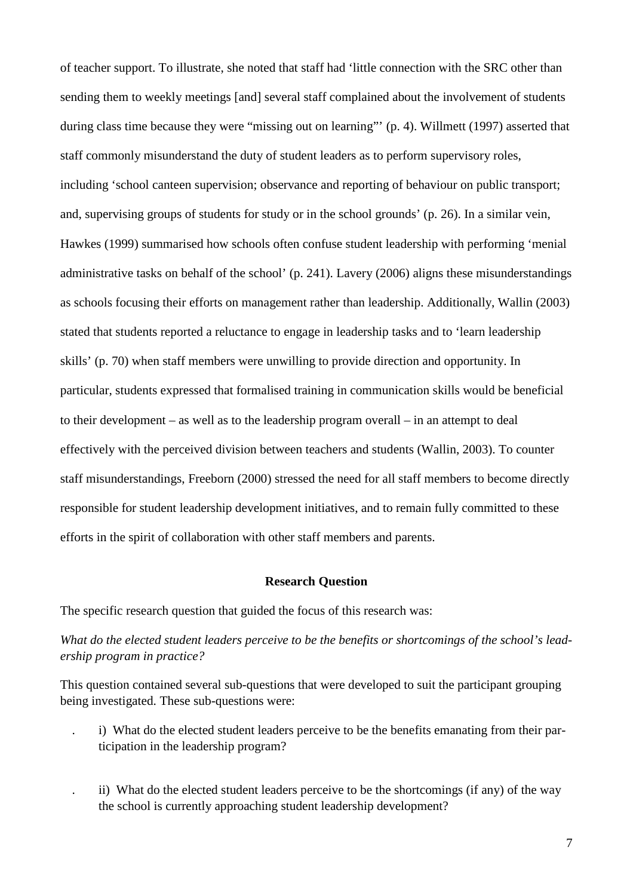of teacher support. To illustrate, she noted that staff had 'little connection with the SRC other than sending them to weekly meetings [and] several staff complained about the involvement of students during class time because they were "missing out on learning"' (p. 4). Willmett (1997) asserted that staff commonly misunderstand the duty of student leaders as to perform supervisory roles, including 'school canteen supervision; observance and reporting of behaviour on public transport; and, supervising groups of students for study or in the school grounds' (p. 26). In a similar vein, Hawkes (1999) summarised how schools often confuse student leadership with performing 'menial administrative tasks on behalf of the school' (p. 241). Lavery (2006) aligns these misunderstandings as schools focusing their efforts on management rather than leadership. Additionally, Wallin (2003) stated that students reported a reluctance to engage in leadership tasks and to 'learn leadership skills' (p. 70) when staff members were unwilling to provide direction and opportunity. In particular, students expressed that formalised training in communication skills would be beneficial to their development – as well as to the leadership program overall – in an attempt to deal effectively with the perceived division between teachers and students (Wallin, 2003). To counter staff misunderstandings, Freeborn (2000) stressed the need for all staff members to become directly responsible for student leadership development initiatives, and to remain fully committed to these efforts in the spirit of collaboration with other staff members and parents.

## Research Question

The specific research question that guided the focus of this research was:

*What do the elected student leaders perceive to be the benefits or shortcomings of the school's leadership program in practice?*

This question contained several sub-questions that were developed to suit the participant grouping being investigated. These sub-questions were:

i) What do the elected student leaders perceive to be the benefits emanating from their participation in the leadership program?

ii) What do the elected student leaders perceive to be the shortcomings (if any) of the way the school is currently approaching student leadership development?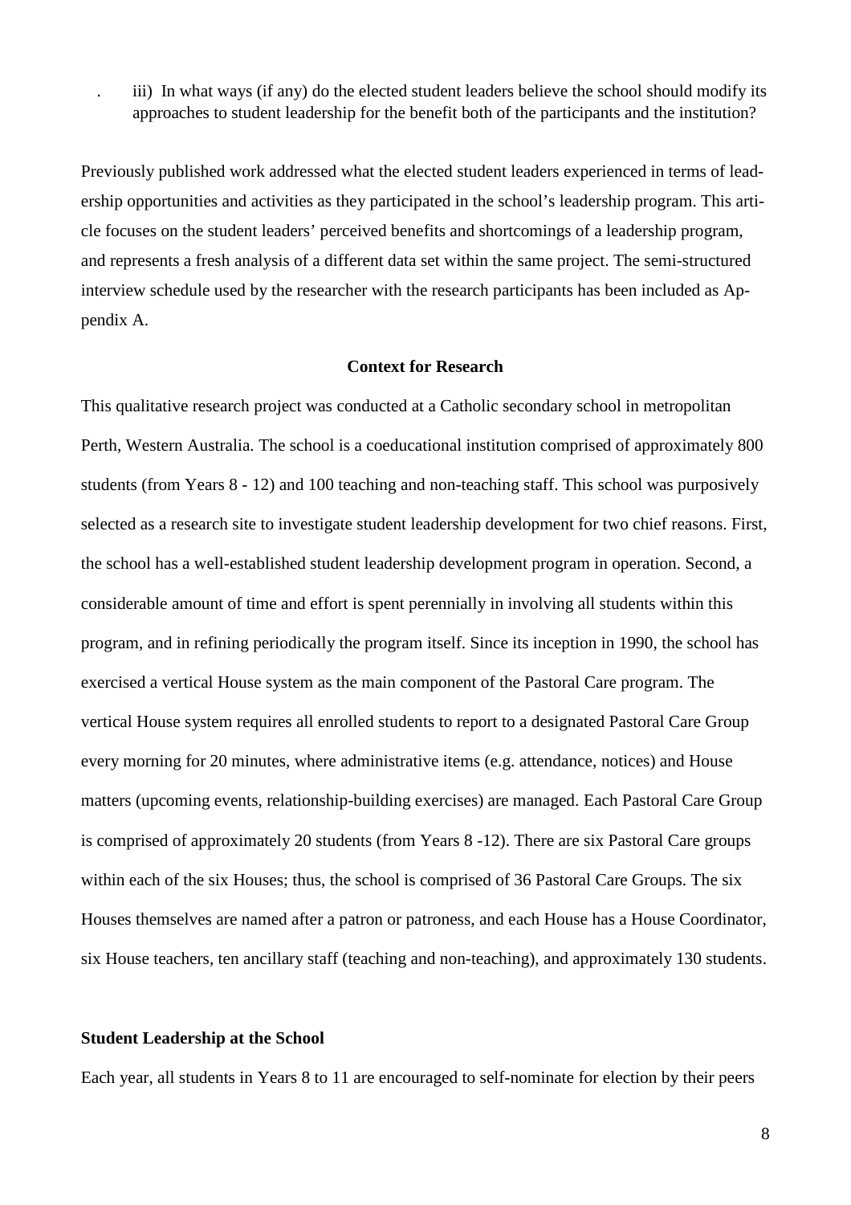iii) In what ways (if any) do the elected student leaders believe the school should modify its approaches to student leadership for the benefit both of the participants and the institution?

Previously published work addressed what the elected student leaders experienced in terms of leadership opportunities and activities as they participated in the school's leadership program. This article focuses on the student leaders' perceived benefits and shortcomings of a leadership program, and represents a fresh analysis of a different data set within the same project. The semi-structured interview schedule used by the researcher with the research participants has been included as Appendix A.

## Context for Research

This qualitative research project was conducted at a Catholic secondary school in metropolitan Perth, Western Australia. The school is a coeducational institution comprised of approximately 800 students (from Years 8 - 12) and 100 teaching and non-teaching staff. This school was purposively selected as a research site to investigate student leadership development for two chief reasons. First, the school has a well-established student leadership development program in operation. Second, a considerable amount of time and effort is spent perennially in involving all students within this program, and in refining periodically the program itself. Since its inception in 1990, the school has exercised a vertical House system as the main component of the Pastoral Care program. The vertical House system requires all enrolled students to report to a designated Pastoral Care Group every morning for 20 minutes, where administrative items (e.g. attendance, notices) and House matters (upcoming events, relationship-building exercises) are managed. Each Pastoral Care Group is comprised of approximately 20 students (from Years 8 -12). There are six Pastoral Care groups within each of the six Houses; thus, the school is comprised of 36 Pastoral Care Groups. The six Houses themselves are named after a patron or patroness, and each House has a House Coordinator, six House teachers, ten ancillary staff (teaching and non-teaching), and approximately 130 students.

### Student Leadership at the School

Each year, all students in Years 8 to 11 are encouraged to self-nominate for election by their peers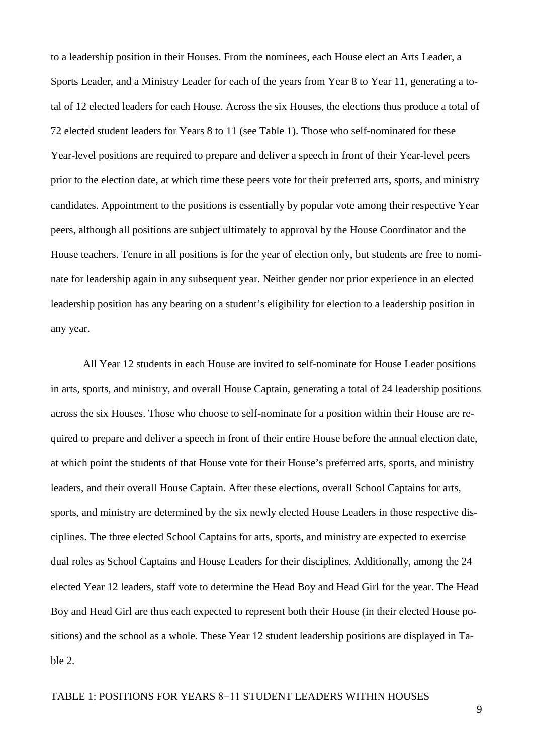to a leadership position in their Houses. From the nominees, each House elect an Arts Leader, a Sports Leader, and a Ministry Leader for each of the years from Year 8 to Year 11, generating a total of 12 elected leaders for each House. Across the six Houses, the elections thus produce a total of 72 elected student leaders for Years 8 to 11 (see Table 1). Those who self-nominated for these Year-level positions are required to prepare and deliver a speech in front of their Year-level peers prior to the election date, at which time these peers vote for their preferred arts, sports, and ministry candidates. Appointment to the positions is essentially by popular vote among their respective Year peers, although all positions are subject ultimately to approval by the House Coordinator and the House teachers. Tenure in all positions is for the year of election only, but students are free to nominate for leadership again in any subsequent year. Neither gender nor prior experience in an elected leadership position has any bearing on a student's eligibility for election to a leadership position in any year.

All Year 12 students in each House are invited to self-nominate for House Leader positions in arts, sports, and ministry, and overall House Captain, generating a total of 24 leadership positions across the six Houses. Those who choose to self-nominate for a position within their House are required to prepare and deliver a speech in front of their entire House before the annual election date, at which point the students of that House vote for their House's preferred arts, sports, and ministry leaders, and their overall House Captain. After these elections, overall School Captains for arts, sports, and ministry are determined by the six newly elected House Leaders in those respective disciplines. The three elected School Captains for arts, sports, and ministry are expected to exercise dual roles as School Captains and House Leaders for their disciplines. Additionally, among the 24 elected Year 12 leaders, staff vote to determine the Head Boy and Head Girl for the year. The Head Boy and Head Girl are thus each expected to represent both their House (in their elected House positions) and the school as a whole. These Year 12 student leadership positions are displayed in Table 2.

TABLE 1: POSITIONS FOR YEARS 8−11 STUDENT LEADERS WITHIN HOUSES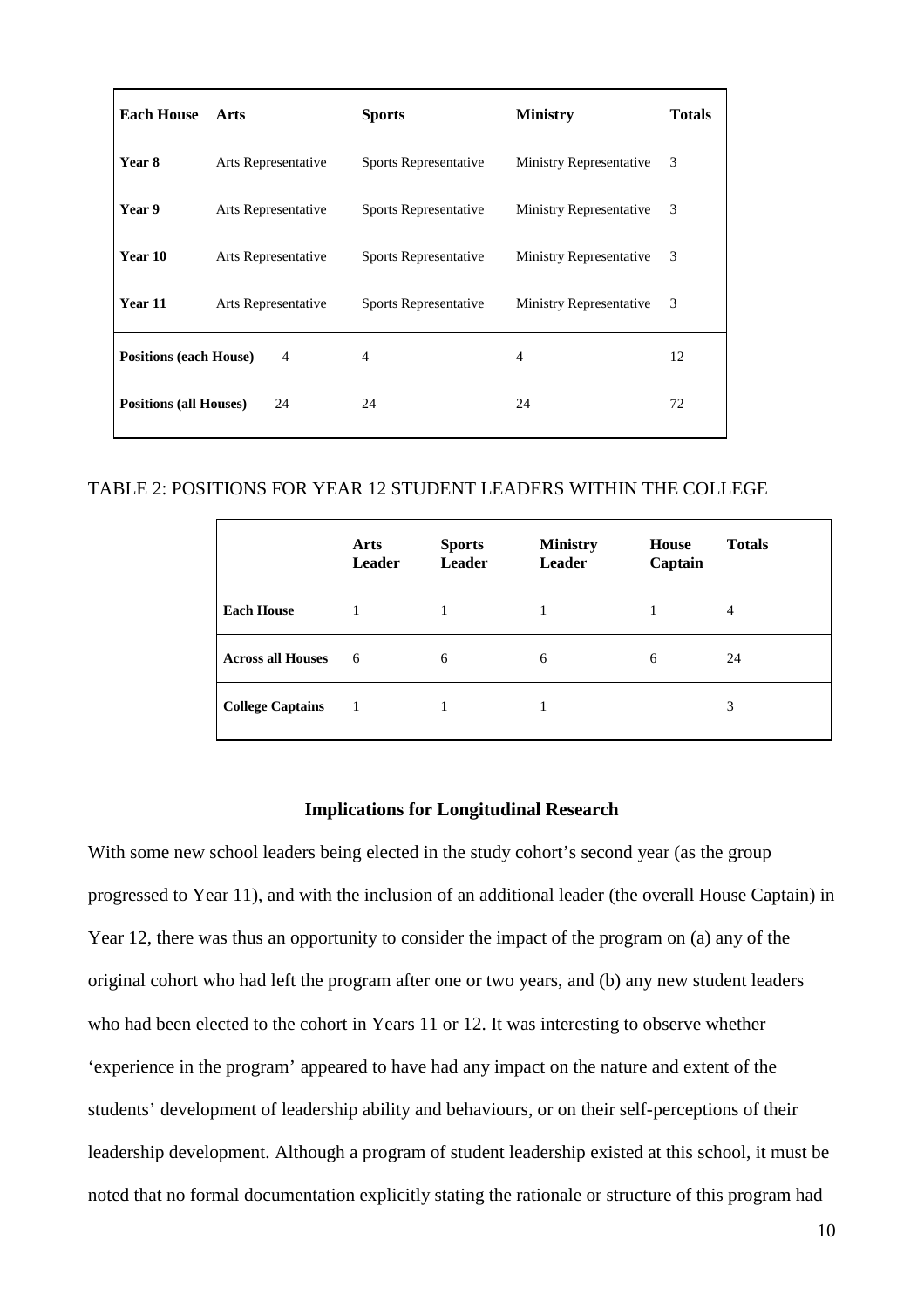| Each House | Arts | Sports | Ministry | Totals |
|---|---|---|---|---|
| **Year 8** | Arts Representative | Sports Representative | Ministry Representative | 3 |
| **Year 9** | Arts Representative | Sports Representative | Ministry Representative | 3 |
| **Year 10** | Arts Representative | Sports Representative | Ministry Representative | 3 |
| **Year 11** | Arts Representative | Sports Representative | Ministry Representative | 3 |
| **Positions (each House)** | 4 | 4 | 4 | 12 |
| **Positions (all Houses)** | 24 | 24 | 24 | 72 |

TABLE 2: POSITIONS FOR YEAR 12 STUDENT LEADERS WITHIN THE COLLEGE

| | Arts Leader | Sports Leader | Ministry Leader | House Captain | Totals |
|---|---|---|---|---|---|
| **Each House** | 1 | 1 | 1 | 1 | 4 |
| **Across all Houses** | 6 | 6 | 6 | 6 | 24 |
| **College Captains** | 1 | 1 | 1 | | 3 |

## Implications for Longitudinal Research

With some new school leaders being elected in the study cohort's second year (as the group progressed to Year 11), and with the inclusion of an additional leader (the overall House Captain) in Year 12, there was thus an opportunity to consider the impact of the program on (a) any of the original cohort who had left the program after one or two years, and (b) any new student leaders who had been elected to the cohort in Years 11 or 12. It was interesting to observe whether 'experience in the program' appeared to have had any impact on the nature and extent of the students' development of leadership ability and behaviours, or on their self-perceptions of their leadership development. Although a program of student leadership existed at this school, it must be noted that no formal documentation explicitly stating the rationale or structure of this program had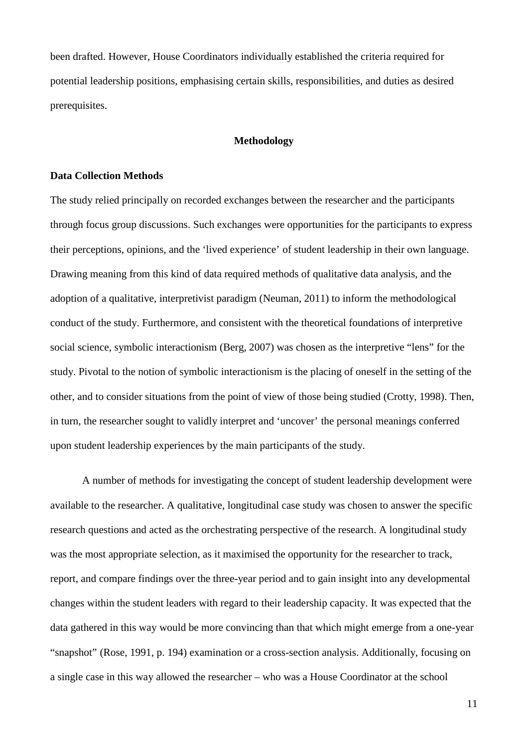been drafted. However, House Coordinators individually established the criteria required for potential leadership positions, emphasising certain skills, responsibilities, and duties as desired prerequisites.

## Methodology

### Data Collection Methods

The study relied principally on recorded exchanges between the researcher and the participants through focus group discussions. Such exchanges were opportunities for the participants to express their perceptions, opinions, and the 'lived experience' of student leadership in their own language. Drawing meaning from this kind of data required methods of qualitative data analysis, and the adoption of a qualitative, interpretivist paradigm (Neuman, 2011) to inform the methodological conduct of the study. Furthermore, and consistent with the theoretical foundations of interpretive social science, symbolic interactionism (Berg, 2007) was chosen as the interpretive "lens" for the study. Pivotal to the notion of symbolic interactionism is the placing of oneself in the setting of the other, and to consider situations from the point of view of those being studied (Crotty, 1998). Then, in turn, the researcher sought to validly interpret and 'uncover' the personal meanings conferred upon student leadership experiences by the main participants of the study.

A number of methods for investigating the concept of student leadership development were available to the researcher. A qualitative, longitudinal case study was chosen to answer the specific research questions and acted as the orchestrating perspective of the research. A longitudinal study was the most appropriate selection, as it maximised the opportunity for the researcher to track, report, and compare findings over the three-year period and to gain insight into any developmental changes within the student leaders with regard to their leadership capacity. It was expected that the data gathered in this way would be more convincing than that which might emerge from a one-year "snapshot" (Rose, 1991, p. 194) examination or a cross-section analysis. Additionally, focusing on a single case in this way allowed the researcher – who was a House Coordinator at the school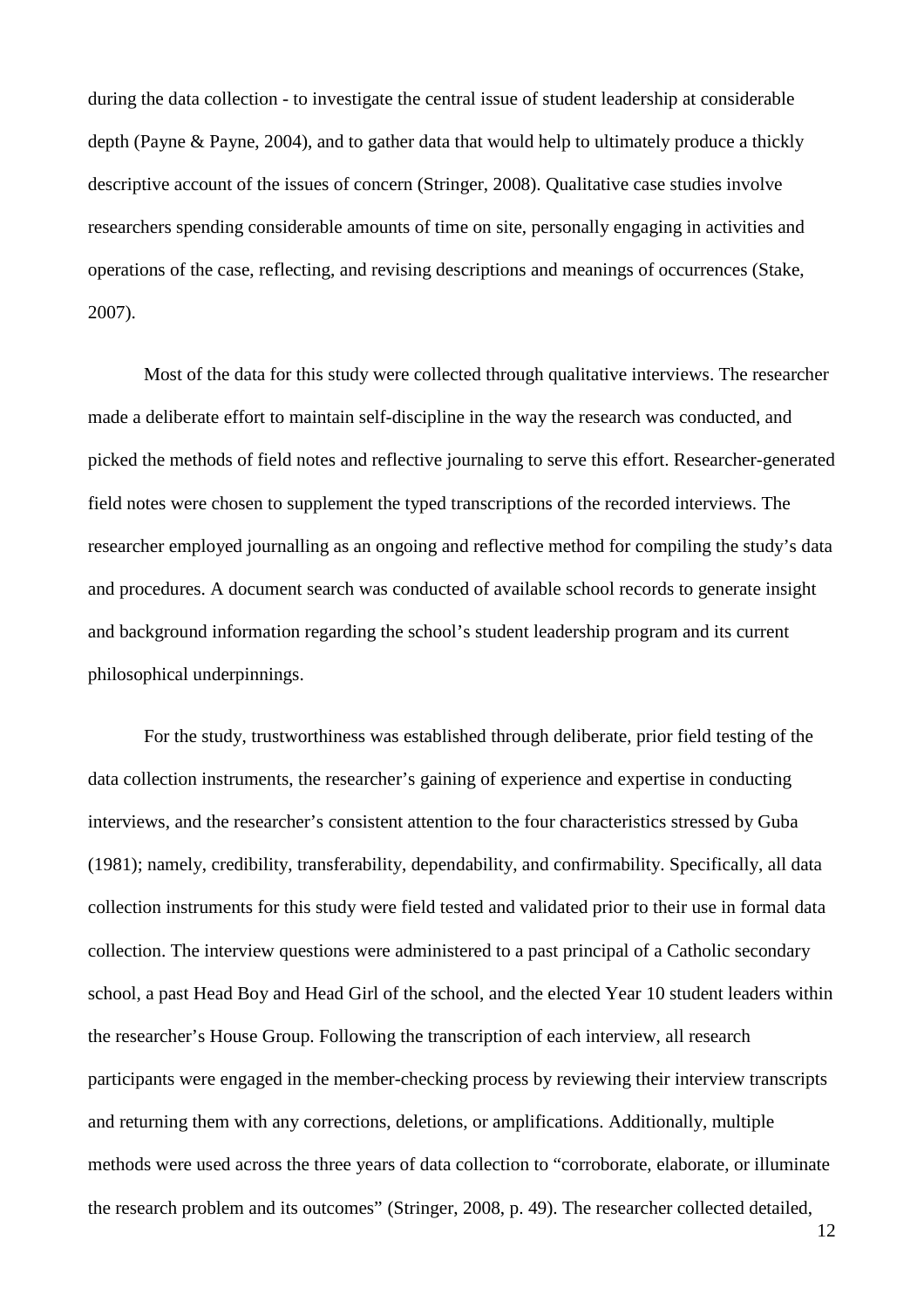during the data collection - to investigate the central issue of student leadership at considerable depth (Payne & Payne, 2004), and to gather data that would help to ultimately produce a thickly descriptive account of the issues of concern (Stringer, 2008). Qualitative case studies involve researchers spending considerable amounts of time on site, personally engaging in activities and operations of the case, reflecting, and revising descriptions and meanings of occurrences (Stake, 2007).

Most of the data for this study were collected through qualitative interviews. The researcher made a deliberate effort to maintain self-discipline in the way the research was conducted, and picked the methods of field notes and reflective journaling to serve this effort. Researcher-generated field notes were chosen to supplement the typed transcriptions of the recorded interviews. The researcher employed journalling as an ongoing and reflective method for compiling the study's data and procedures. A document search was conducted of available school records to generate insight and background information regarding the school's student leadership program and its current philosophical underpinnings.

For the study, trustworthiness was established through deliberate, prior field testing of the data collection instruments, the researcher's gaining of experience and expertise in conducting interviews, and the researcher's consistent attention to the four characteristics stressed by Guba (1981); namely, credibility, transferability, dependability, and confirmability. Specifically, all data collection instruments for this study were field tested and validated prior to their use in formal data collection. The interview questions were administered to a past principal of a Catholic secondary school, a past Head Boy and Head Girl of the school, and the elected Year 10 student leaders within the researcher's House Group. Following the transcription of each interview, all research participants were engaged in the member-checking process by reviewing their interview transcripts and returning them with any corrections, deletions, or amplifications. Additionally, multiple methods were used across the three years of data collection to "corroborate, elaborate, or illuminate the research problem and its outcomes" (Stringer, 2008, p. 49). The researcher collected detailed,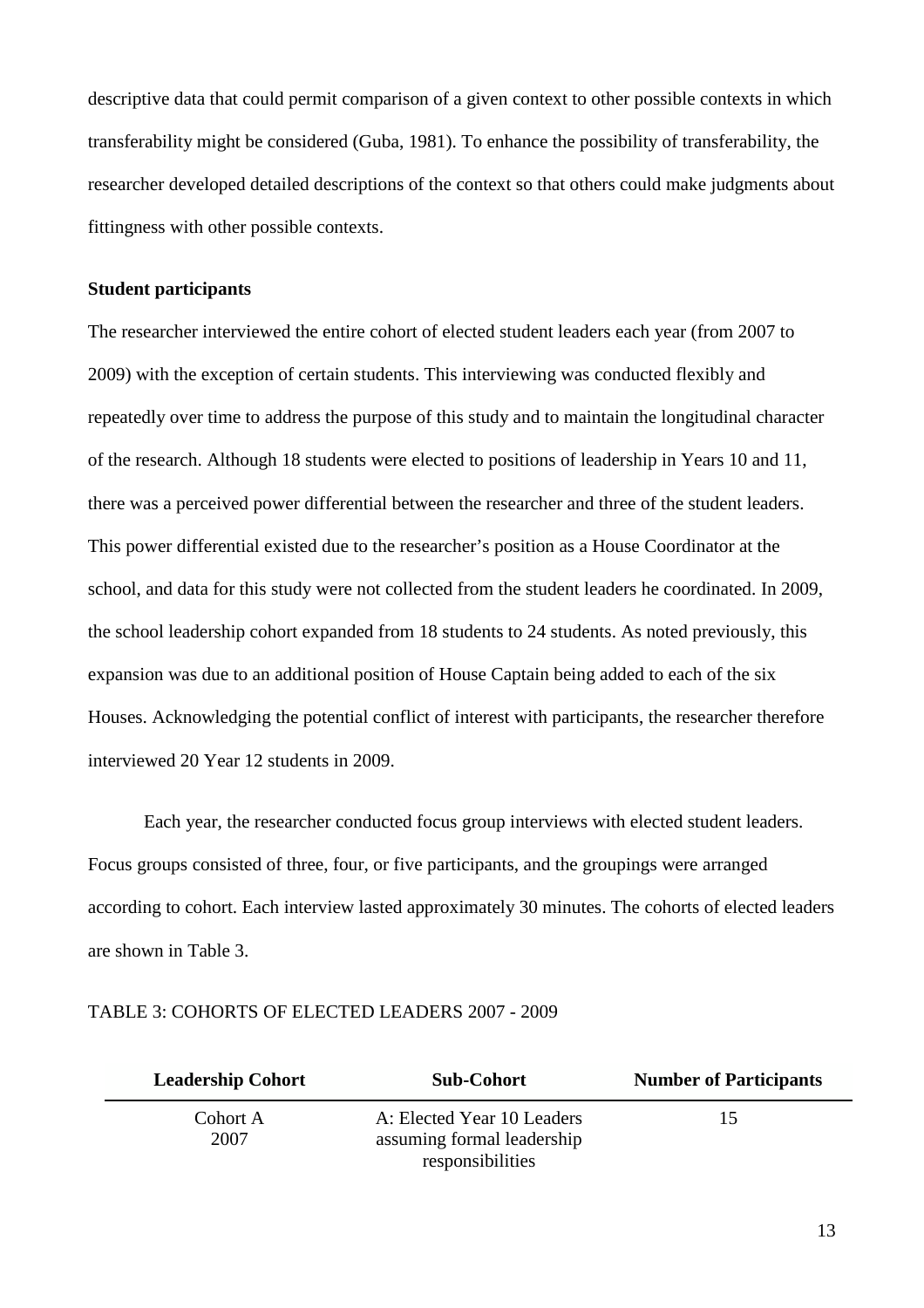descriptive data that could permit comparison of a given context to other possible contexts in which transferability might be considered (Guba, 1981). To enhance the possibility of transferability, the researcher developed detailed descriptions of the context so that others could make judgments about fittingness with other possible contexts.

**Student participants**

The researcher interviewed the entire cohort of elected student leaders each year (from 2007 to 2009) with the exception of certain students. This interviewing was conducted flexibly and repeatedly over time to address the purpose of this study and to maintain the longitudinal character of the research. Although 18 students were elected to positions of leadership in Years 10 and 11, there was a perceived power differential between the researcher and three of the student leaders. This power differential existed due to the researcher's position as a House Coordinator at the school, and data for this study were not collected from the student leaders he coordinated. In 2009, the school leadership cohort expanded from 18 students to 24 students. As noted previously, this expansion was due to an additional position of House Captain being added to each of the six Houses. Acknowledging the potential conflict of interest with participants, the researcher therefore interviewed 20 Year 12 students in 2009.

Each year, the researcher conducted focus group interviews with elected student leaders. Focus groups consisted of three, four, or five participants, and the groupings were arranged according to cohort. Each interview lasted approximately 30 minutes. The cohorts of elected leaders are shown in Table 3.

TABLE 3: COHORTS OF ELECTED LEADERS 2007 - 2009

| Leadership Cohort | Sub-Cohort | Number of Participants |
|---|---|---|
| Cohort A 2007 | A: Elected Year 10 Leaders assuming formal leadership responsibilities | 15 |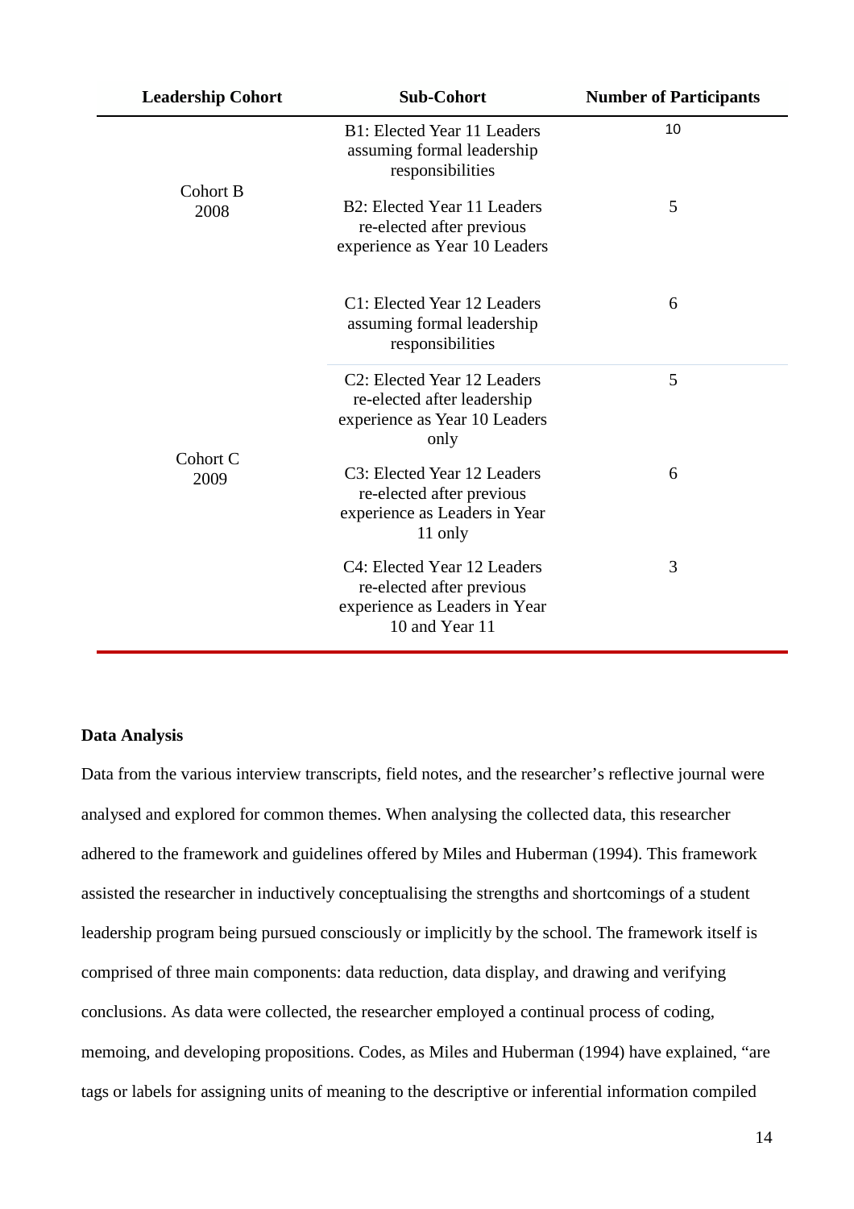| Leadership Cohort | Sub-Cohort | Number of Participants |
|---|---|---|
| Cohort B 2008 | B1: Elected Year 11 Leaders assuming formal leadership responsibilities | 10 |
| | B2: Elected Year 11 Leaders re-elected after previous experience as Year 10 Leaders | 5 |
| Cohort C 2009 | C1: Elected Year 12 Leaders assuming formal leadership responsibilities | 6 |
| | C2: Elected Year 12 Leaders re-elected after leadership experience as Year 10 Leaders only | 5 |
| | C3: Elected Year 12 Leaders re-elected after previous experience as Leaders in Year 11 only | 6 |
| | C4: Elected Year 12 Leaders re-elected after previous experience as Leaders in Year 10 and Year 11 | 3 |

**Data Analysis**

Data from the various interview transcripts, field notes, and the researcher's reflective journal were analysed and explored for common themes. When analysing the collected data, this researcher adhered to the framework and guidelines offered by Miles and Huberman (1994). This framework assisted the researcher in inductively conceptualising the strengths and shortcomings of a student leadership program being pursued consciously or implicitly by the school. The framework itself is comprised of three main components: data reduction, data display, and drawing and verifying conclusions. As data were collected, the researcher employed a continual process of coding, memoing, and developing propositions. Codes, as Miles and Huberman (1994) have explained, "are tags or labels for assigning units of meaning to the descriptive or inferential information compiled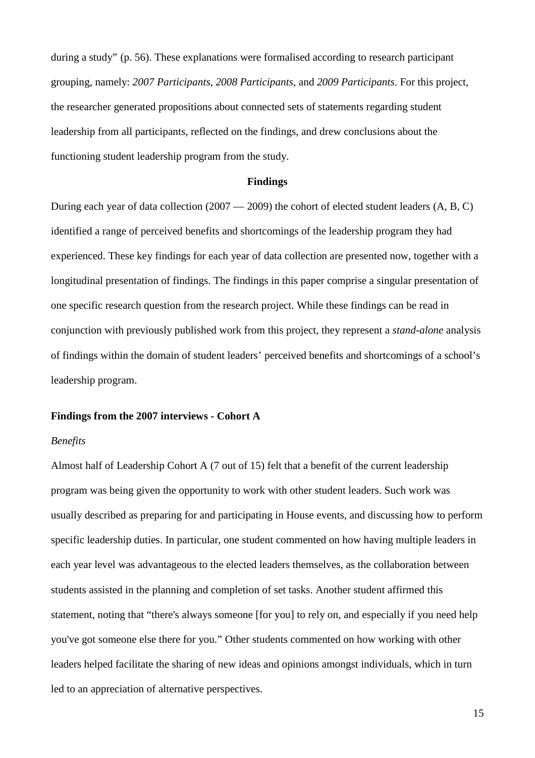during a study" (p. 56). These explanations were formalised according to research participant grouping, namely: *2007 Participants*, *2008 Participants*, and *2009 Participants*. For this project, the researcher generated propositions about connected sets of statements regarding student leadership from all participants, reflected on the findings, and drew conclusions about the functioning student leadership program from the study.

## Findings

During each year of data collection (2007 — 2009) the cohort of elected student leaders (A, B, C) identified a range of perceived benefits and shortcomings of the leadership program they had experienced. These key findings for each year of data collection are presented now, together with a longitudinal presentation of findings. The findings in this paper comprise a singular presentation of one specific research question from the research project. While these findings can be read in conjunction with previously published work from this project, they represent a *stand-alone* analysis of findings within the domain of student leaders' perceived benefits and shortcomings of a school's leadership program.

### Findings from the 2007 interviews - Cohort A

#### *Benefits*

Almost half of Leadership Cohort A (7 out of 15) felt that a benefit of the current leadership program was being given the opportunity to work with other student leaders. Such work was usually described as preparing for and participating in House events, and discussing how to perform specific leadership duties. In particular, one student commented on how having multiple leaders in each year level was advantageous to the elected leaders themselves, as the collaboration between students assisted in the planning and completion of set tasks. Another student affirmed this statement, noting that "there's always someone [for you] to rely on, and especially if you need help you've got someone else there for you." Other students commented on how working with other leaders helped facilitate the sharing of new ideas and opinions amongst individuals, which in turn led to an appreciation of alternative perspectives.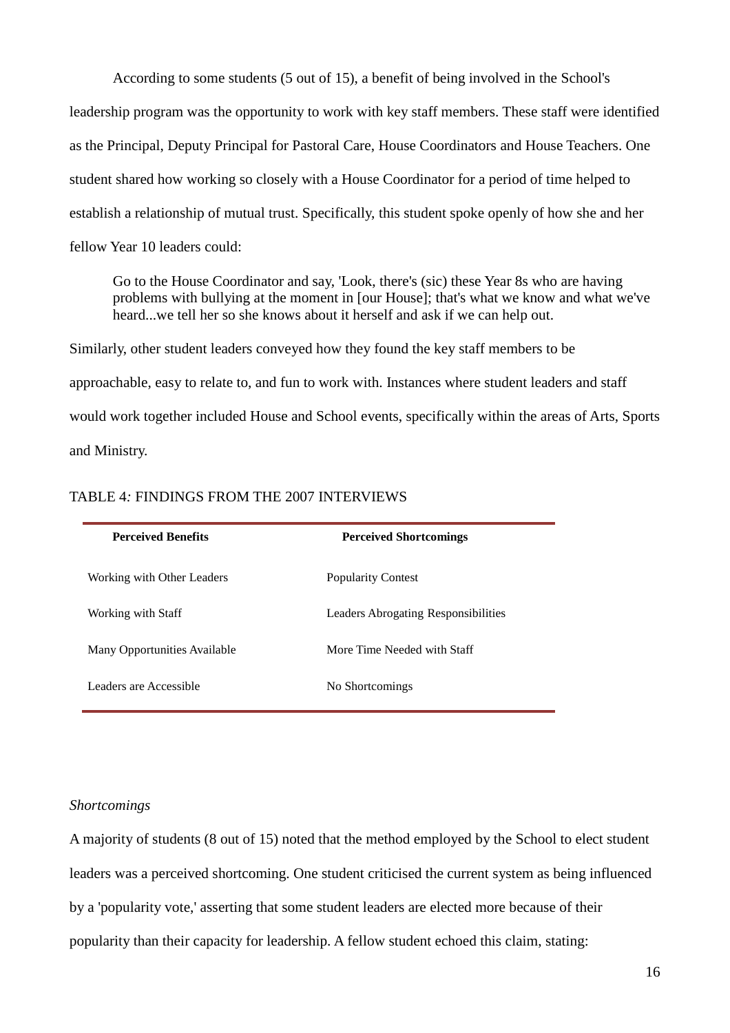According to some students (5 out of 15), a benefit of being involved in the School's leadership program was the opportunity to work with key staff members. These staff were identified as the Principal, Deputy Principal for Pastoral Care, House Coordinators and House Teachers. One student shared how working so closely with a House Coordinator for a period of time helped to establish a relationship of mutual trust. Specifically, this student spoke openly of how she and her fellow Year 10 leaders could:

> Go to the House Coordinator and say, 'Look, there's (sic) these Year 8s who are having problems with bullying at the moment in [our House]; that's what we know and what we've heard...we tell her so she knows about it herself and ask if we can help out.

Similarly, other student leaders conveyed how they found the key staff members to be approachable, easy to relate to, and fun to work with. Instances where student leaders and staff would work together included House and School events, specifically within the areas of Arts, Sports and Ministry.

TABLE 4: FINDINGS FROM THE 2007 INTERVIEWS

| Perceived Benefits | Perceived Shortcomings |
|---|---|
| Working with Other Leaders | Popularity Contest |
| Working with Staff | Leaders Abrogating Responsibilities |
| Many Opportunities Available | More Time Needed with Staff |
| Leaders are Accessible | No Shortcomings |

*Shortcomings*

A majority of students (8 out of 15) noted that the method employed by the School to elect student leaders was a perceived shortcoming. One student criticised the current system as being influenced by a 'popularity vote,' asserting that some student leaders are elected more because of their popularity than their capacity for leadership. A fellow student echoed this claim, stating: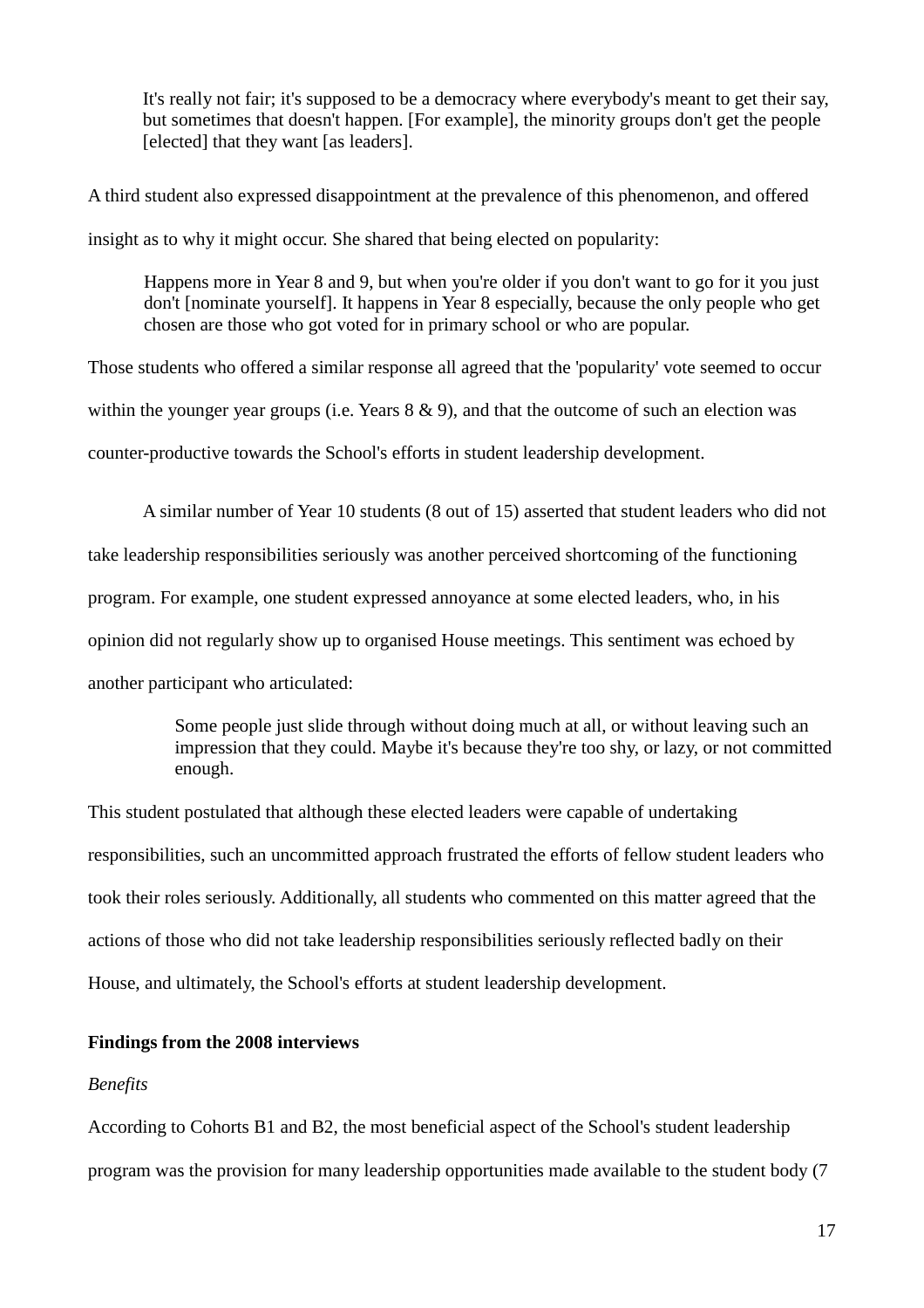> It's really not fair; it's supposed to be a democracy where everybody's meant to get their say, but sometimes that doesn't happen. [For example], the minority groups don't get the people [elected] that they want [as leaders].

A third student also expressed disappointment at the prevalence of this phenomenon, and offered insight as to why it might occur. She shared that being elected on popularity:

> Happens more in Year 8 and 9, but when you're older if you don't want to go for it you just don't [nominate yourself]. It happens in Year 8 especially, because the only people who get chosen are those who got voted for in primary school or who are popular.

Those students who offered a similar response all agreed that the 'popularity' vote seemed to occur within the younger year groups (i.e. Years 8 & 9), and that the outcome of such an election was counter-productive towards the School's efforts in student leadership development.

A similar number of Year 10 students (8 out of 15) asserted that student leaders who did not take leadership responsibilities seriously was another perceived shortcoming of the functioning program. For example, one student expressed annoyance at some elected leaders, who, in his opinion did not regularly show up to organised House meetings. This sentiment was echoed by another participant who articulated:

> Some people just slide through without doing much at all, or without leaving such an impression that they could. Maybe it's because they're too shy, or lazy, or not committed enough.

This student postulated that although these elected leaders were capable of undertaking responsibilities, such an uncommitted approach frustrated the efforts of fellow student leaders who took their roles seriously. Additionally, all students who commented on this matter agreed that the actions of those who did not take leadership responsibilities seriously reflected badly on their House, and ultimately, the School's efforts at student leadership development.

**Findings from the 2008 interviews**

*Benefits*

According to Cohorts B1 and B2, the most beneficial aspect of the School's student leadership program was the provision for many leadership opportunities made available to the student body (7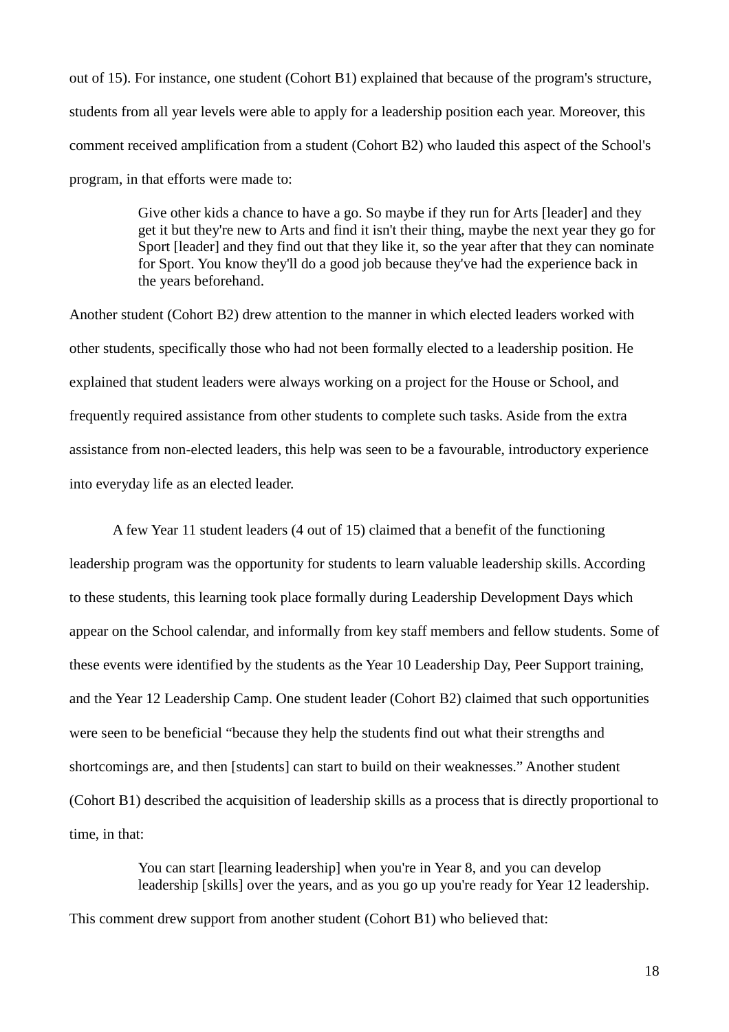out of 15). For instance, one student (Cohort B1) explained that because of the program's structure, students from all year levels were able to apply for a leadership position each year. Moreover, this comment received amplification from a student (Cohort B2) who lauded this aspect of the School's program, in that efforts were made to:

> Give other kids a chance to have a go. So maybe if they run for Arts [leader] and they get it but they're new to Arts and find it isn't their thing, maybe the next year they go for Sport [leader] and they find out that they like it, so the year after that they can nominate for Sport. You know they'll do a good job because they've had the experience back in the years beforehand.

Another student (Cohort B2) drew attention to the manner in which elected leaders worked with other students, specifically those who had not been formally elected to a leadership position. He explained that student leaders were always working on a project for the House or School, and frequently required assistance from other students to complete such tasks. Aside from the extra assistance from non-elected leaders, this help was seen to be a favourable, introductory experience into everyday life as an elected leader.

A few Year 11 student leaders (4 out of 15) claimed that a benefit of the functioning leadership program was the opportunity for students to learn valuable leadership skills. According to these students, this learning took place formally during Leadership Development Days which appear on the School calendar, and informally from key staff members and fellow students. Some of these events were identified by the students as the Year 10 Leadership Day, Peer Support training, and the Year 12 Leadership Camp. One student leader (Cohort B2) claimed that such opportunities were seen to be beneficial "because they help the students find out what their strengths and shortcomings are, and then [students] can start to build on their weaknesses." Another student (Cohort B1) described the acquisition of leadership skills as a process that is directly proportional to time, in that:

> You can start [learning leadership] when you're in Year 8, and you can develop leadership [skills] over the years, and as you go up you're ready for Year 12 leadership.

This comment drew support from another student (Cohort B1) who believed that: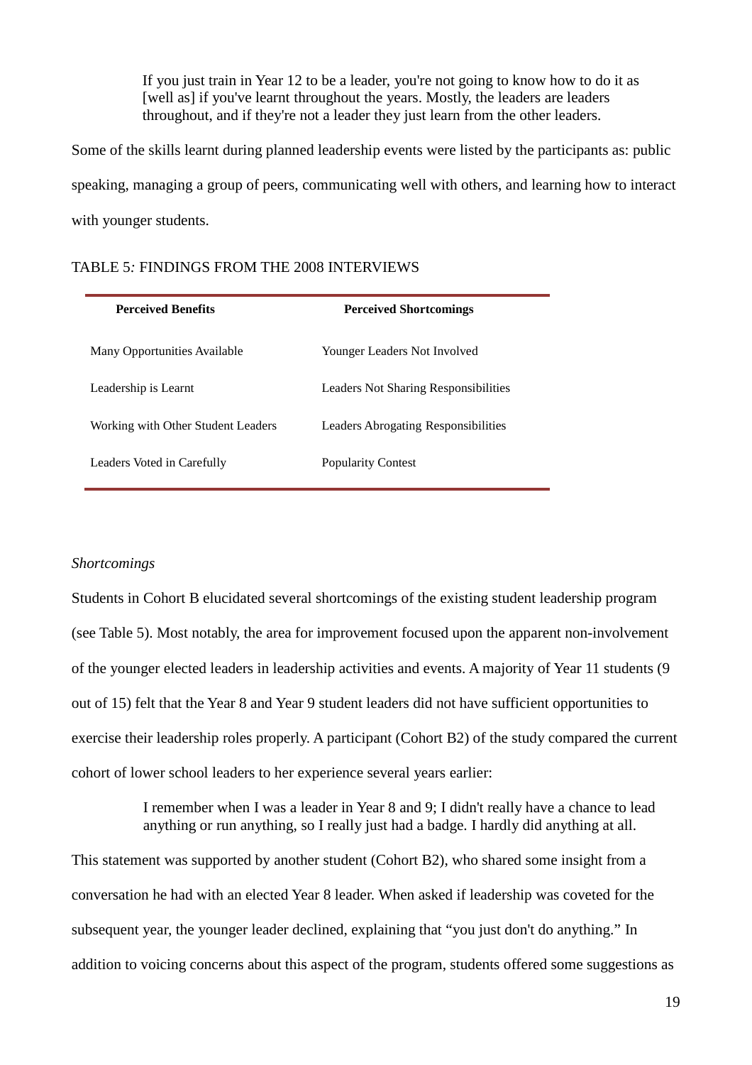> If you just train in Year 12 to be a leader, you're not going to know how to do it as [well as] if you've learnt throughout the years. Mostly, the leaders are leaders throughout, and if they're not a leader they just learn from the other leaders.

Some of the skills learnt during planned leadership events were listed by the participants as: public speaking, managing a group of peers, communicating well with others, and learning how to interact with younger students.

TABLE 5*:* FINDINGS FROM THE 2008 INTERVIEWS

| **Perceived Benefits** | **Perceived Shortcomings** |
|---|---|
| Many Opportunities Available | Younger Leaders Not Involved |
| Leadership is Learnt | Leaders Not Sharing Responsibilities |
| Working with Other Student Leaders | Leaders Abrogating Responsibilities |
| Leaders Voted in Carefully | Popularity Contest |

*Shortcomings*

Students in Cohort B elucidated several shortcomings of the existing student leadership program (see Table 5). Most notably, the area for improvement focused upon the apparent non-involvement of the younger elected leaders in leadership activities and events. A majority of Year 11 students (9 out of 15) felt that the Year 8 and Year 9 student leaders did not have sufficient opportunities to exercise their leadership roles properly. A participant (Cohort B2) of the study compared the current cohort of lower school leaders to her experience several years earlier:

> I remember when I was a leader in Year 8 and 9; I didn't really have a chance to lead anything or run anything, so I really just had a badge. I hardly did anything at all.

This statement was supported by another student (Cohort B2), who shared some insight from a conversation he had with an elected Year 8 leader. When asked if leadership was coveted for the subsequent year, the younger leader declined, explaining that "you just don't do anything." In addition to voicing concerns about this aspect of the program, students offered some suggestions as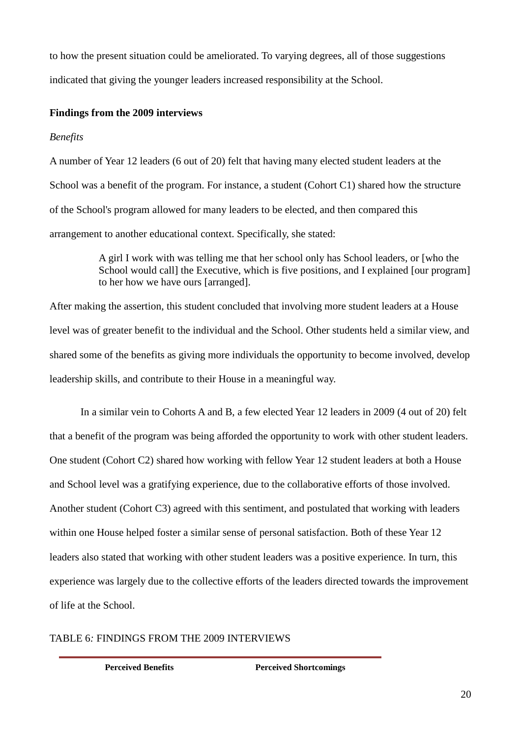to how the present situation could be ameliorated. To varying degrees, all of those suggestions indicated that giving the younger leaders increased responsibility at the School.

**Findings from the 2009 interviews**

*Benefits*

A number of Year 12 leaders (6 out of 20) felt that having many elected student leaders at the School was a benefit of the program. For instance, a student (Cohort C1) shared how the structure of the School's program allowed for many leaders to be elected, and then compared this arrangement to another educational context. Specifically, she stated:

> A girl I work with was telling me that her school only has School leaders, or [who the School would call] the Executive, which is five positions, and I explained [our program] to her how we have ours [arranged].

After making the assertion, this student concluded that involving more student leaders at a House level was of greater benefit to the individual and the School. Other students held a similar view, and shared some of the benefits as giving more individuals the opportunity to become involved, develop leadership skills, and contribute to their House in a meaningful way.

In a similar vein to Cohorts A and B, a few elected Year 12 leaders in 2009 (4 out of 20) felt that a benefit of the program was being afforded the opportunity to work with other student leaders. One student (Cohort C2) shared how working with fellow Year 12 student leaders at both a House and School level was a gratifying experience, due to the collaborative efforts of those involved. Another student (Cohort C3) agreed with this sentiment, and postulated that working with leaders within one House helped foster a similar sense of personal satisfaction. Both of these Year 12 leaders also stated that working with other student leaders was a positive experience. In turn, this experience was largely due to the collective efforts of the leaders directed towards the improvement of life at the School.

TABLE 6*:* FINDINGS FROM THE 2009 INTERVIEWS

| Perceived Benefits | Perceived Shortcomings |
|---|---|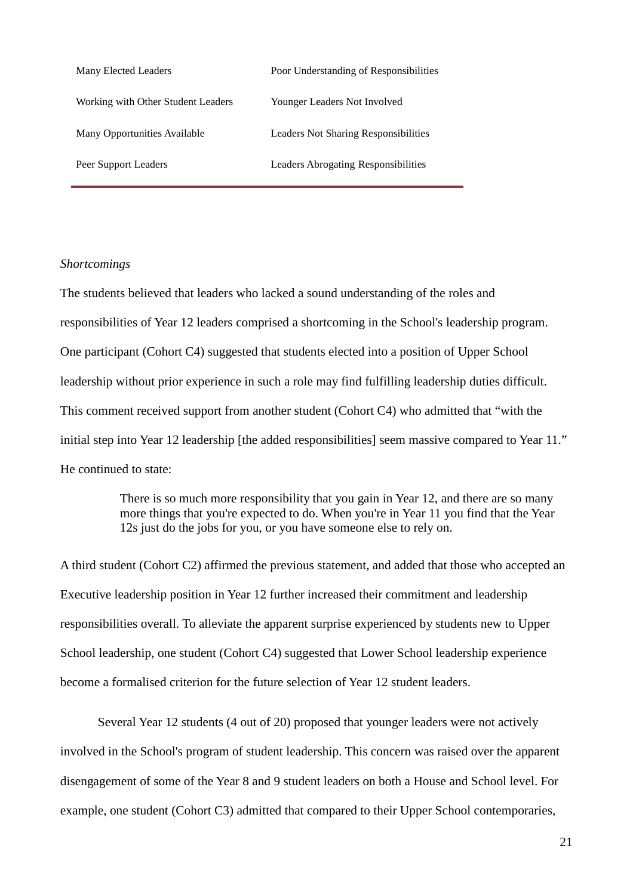| | |
|---|---|
| Many Elected Leaders | Poor Understanding of Responsibilities |
| Working with Other Student Leaders | Younger Leaders Not Involved |
| Many Opportunities Available | Leaders Not Sharing Responsibilities |
| Peer Support Leaders | Leaders Abrogating Responsibilities |

*Shortcomings*

The students believed that leaders who lacked a sound understanding of the roles and responsibilities of Year 12 leaders comprised a shortcoming in the School's leadership program. One participant (Cohort C4) suggested that students elected into a position of Upper School leadership without prior experience in such a role may find fulfilling leadership duties difficult. This comment received support from another student (Cohort C4) who admitted that "with the initial step into Year 12 leadership [the added responsibilities] seem massive compared to Year 11." He continued to state:

> There is so much more responsibility that you gain in Year 12, and there are so many more things that you're expected to do. When you're in Year 11 you find that the Year 12s just do the jobs for you, or you have someone else to rely on.

A third student (Cohort C2) affirmed the previous statement, and added that those who accepted an Executive leadership position in Year 12 further increased their commitment and leadership responsibilities overall. To alleviate the apparent surprise experienced by students new to Upper School leadership, one student (Cohort C4) suggested that Lower School leadership experience become a formalised criterion for the future selection of Year 12 student leaders.

Several Year 12 students (4 out of 20) proposed that younger leaders were not actively involved in the School's program of student leadership. This concern was raised over the apparent disengagement of some of the Year 8 and 9 student leaders on both a House and School level. For example, one student (Cohort C3) admitted that compared to their Upper School contemporaries,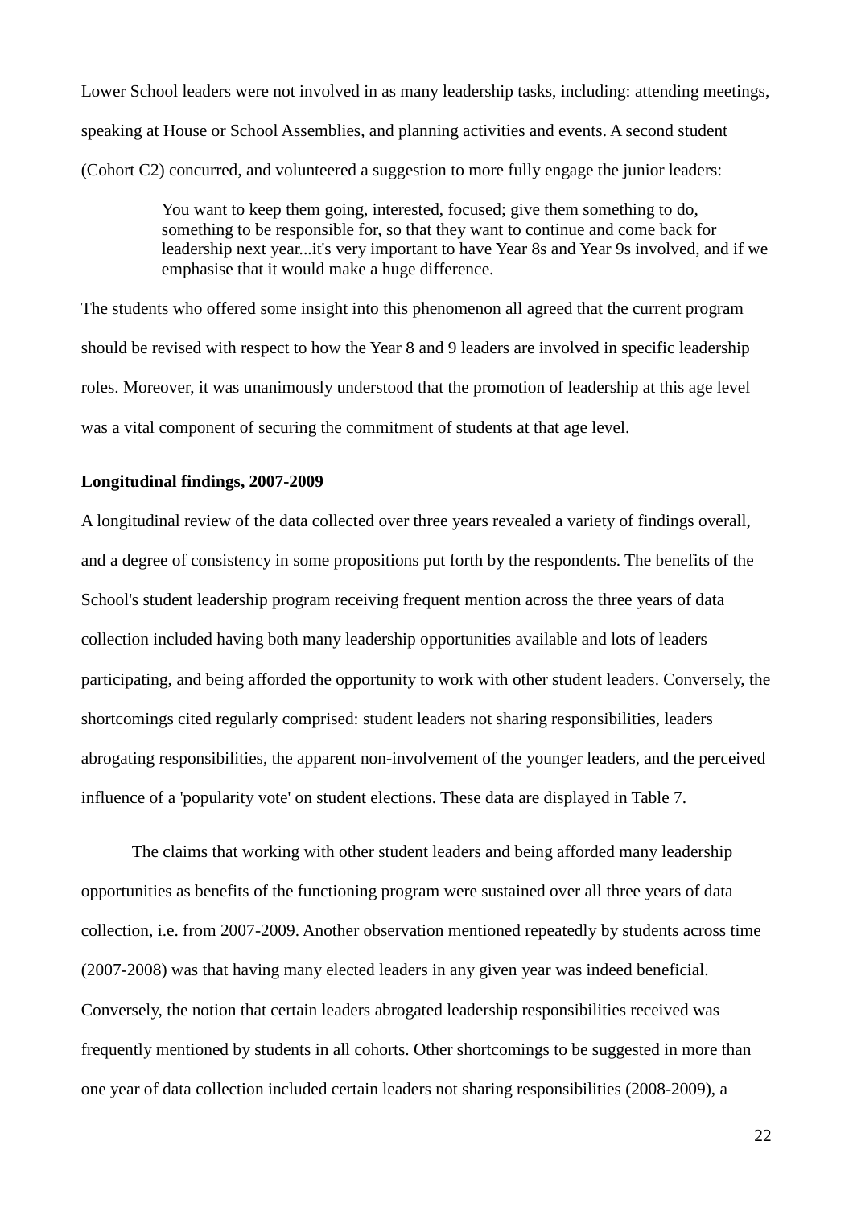Lower School leaders were not involved in as many leadership tasks, including: attending meetings, speaking at House or School Assemblies, and planning activities and events. A second student (Cohort C2) concurred, and volunteered a suggestion to more fully engage the junior leaders:

> You want to keep them going, interested, focused; give them something to do, something to be responsible for, so that they want to continue and come back for leadership next year...it's very important to have Year 8s and Year 9s involved, and if we emphasise that it would make a huge difference.

The students who offered some insight into this phenomenon all agreed that the current program should be revised with respect to how the Year 8 and 9 leaders are involved in specific leadership roles. Moreover, it was unanimously understood that the promotion of leadership at this age level was a vital component of securing the commitment of students at that age level.

**Longitudinal findings, 2007-2009**

A longitudinal review of the data collected over three years revealed a variety of findings overall, and a degree of consistency in some propositions put forth by the respondents. The benefits of the School's student leadership program receiving frequent mention across the three years of data collection included having both many leadership opportunities available and lots of leaders participating, and being afforded the opportunity to work with other student leaders. Conversely, the shortcomings cited regularly comprised: student leaders not sharing responsibilities, leaders abrogating responsibilities, the apparent non-involvement of the younger leaders, and the perceived influence of a 'popularity vote' on student elections. These data are displayed in Table 7.

The claims that working with other student leaders and being afforded many leadership opportunities as benefits of the functioning program were sustained over all three years of data collection, i.e. from 2007-2009. Another observation mentioned repeatedly by students across time (2007-2008) was that having many elected leaders in any given year was indeed beneficial. Conversely, the notion that certain leaders abrogated leadership responsibilities received was frequently mentioned by students in all cohorts. Other shortcomings to be suggested in more than one year of data collection included certain leaders not sharing responsibilities (2008-2009), a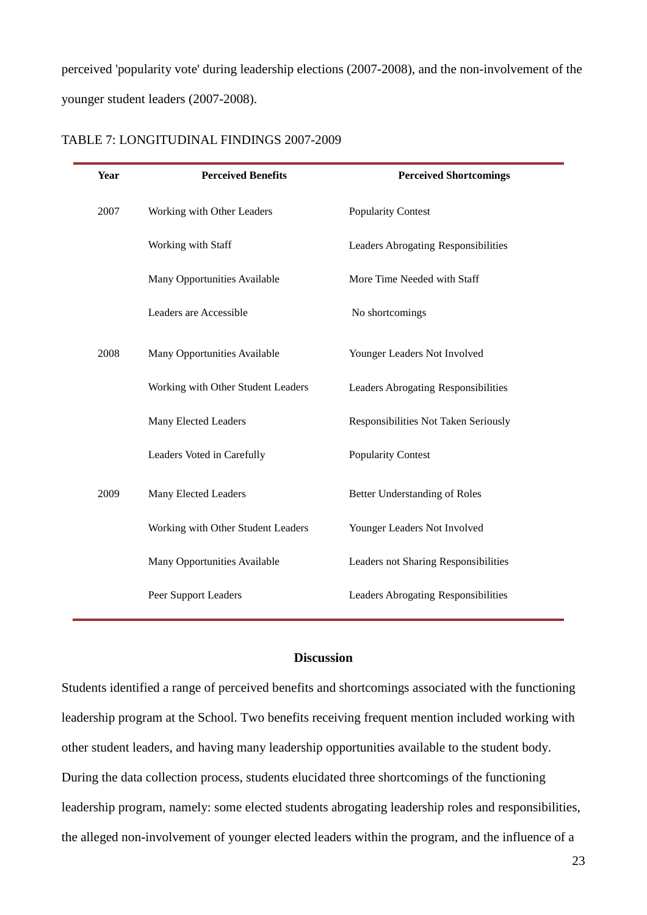perceived 'popularity vote' during leadership elections (2007-2008), and the non-involvement of the younger student leaders (2007-2008).

TABLE 7: LONGITUDINAL FINDINGS 2007-2009

| Year | Perceived Benefits | Perceived Shortcomings |
|---|---|---|
| 2007 | Working with Other Leaders | Popularity Contest |
| | Working with Staff | Leaders Abrogating Responsibilities |
| | Many Opportunities Available | More Time Needed with Staff |
| | Leaders are Accessible | No shortcomings |
| 2008 | Many Opportunities Available | Younger Leaders Not Involved |
| | Working with Other Student Leaders | Leaders Abrogating Responsibilities |
| | Many Elected Leaders | Responsibilities Not Taken Seriously |
| | Leaders Voted in Carefully | Popularity Contest |
| 2009 | Many Elected Leaders | Better Understanding of Roles |
| | Working with Other Student Leaders | Younger Leaders Not Involved |
| | Many Opportunities Available | Leaders not Sharing Responsibilities |
| | Peer Support Leaders | Leaders Abrogating Responsibilities |

## Discussion

Students identified a range of perceived benefits and shortcomings associated with the functioning leadership program at the School. Two benefits receiving frequent mention included working with other student leaders, and having many leadership opportunities available to the student body. During the data collection process, students elucidated three shortcomings of the functioning leadership program, namely: some elected students abrogating leadership roles and responsibilities, the alleged non-involvement of younger elected leaders within the program, and the influence of a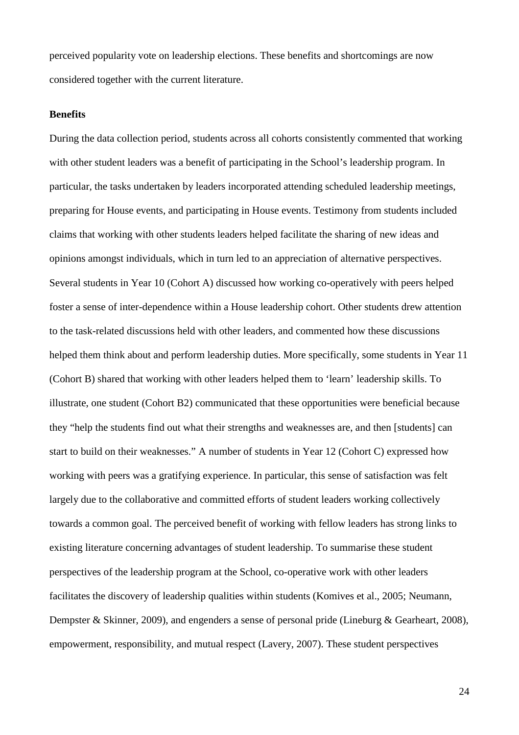perceived popularity vote on leadership elections. These benefits and shortcomings are now considered together with the current literature.

### Benefits

During the data collection period, students across all cohorts consistently commented that working with other student leaders was a benefit of participating in the School's leadership program. In particular, the tasks undertaken by leaders incorporated attending scheduled leadership meetings, preparing for House events, and participating in House events. Testimony from students included claims that working with other students leaders helped facilitate the sharing of new ideas and opinions amongst individuals, which in turn led to an appreciation of alternative perspectives. Several students in Year 10 (Cohort A) discussed how working co-operatively with peers helped foster a sense of inter-dependence within a House leadership cohort. Other students drew attention to the task-related discussions held with other leaders, and commented how these discussions helped them think about and perform leadership duties. More specifically, some students in Year 11 (Cohort B) shared that working with other leaders helped them to 'learn' leadership skills. To illustrate, one student (Cohort B2) communicated that these opportunities were beneficial because they "help the students find out what their strengths and weaknesses are, and then [students] can start to build on their weaknesses." A number of students in Year 12 (Cohort C) expressed how working with peers was a gratifying experience. In particular, this sense of satisfaction was felt largely due to the collaborative and committed efforts of student leaders working collectively towards a common goal. The perceived benefit of working with fellow leaders has strong links to existing literature concerning advantages of student leadership. To summarise these student perspectives of the leadership program at the School, co-operative work with other leaders facilitates the discovery of leadership qualities within students (Komives et al., 2005; Neumann, Dempster & Skinner, 2009), and engenders a sense of personal pride (Lineburg & Gearheart, 2008), empowerment, responsibility, and mutual respect (Lavery, 2007). These student perspectives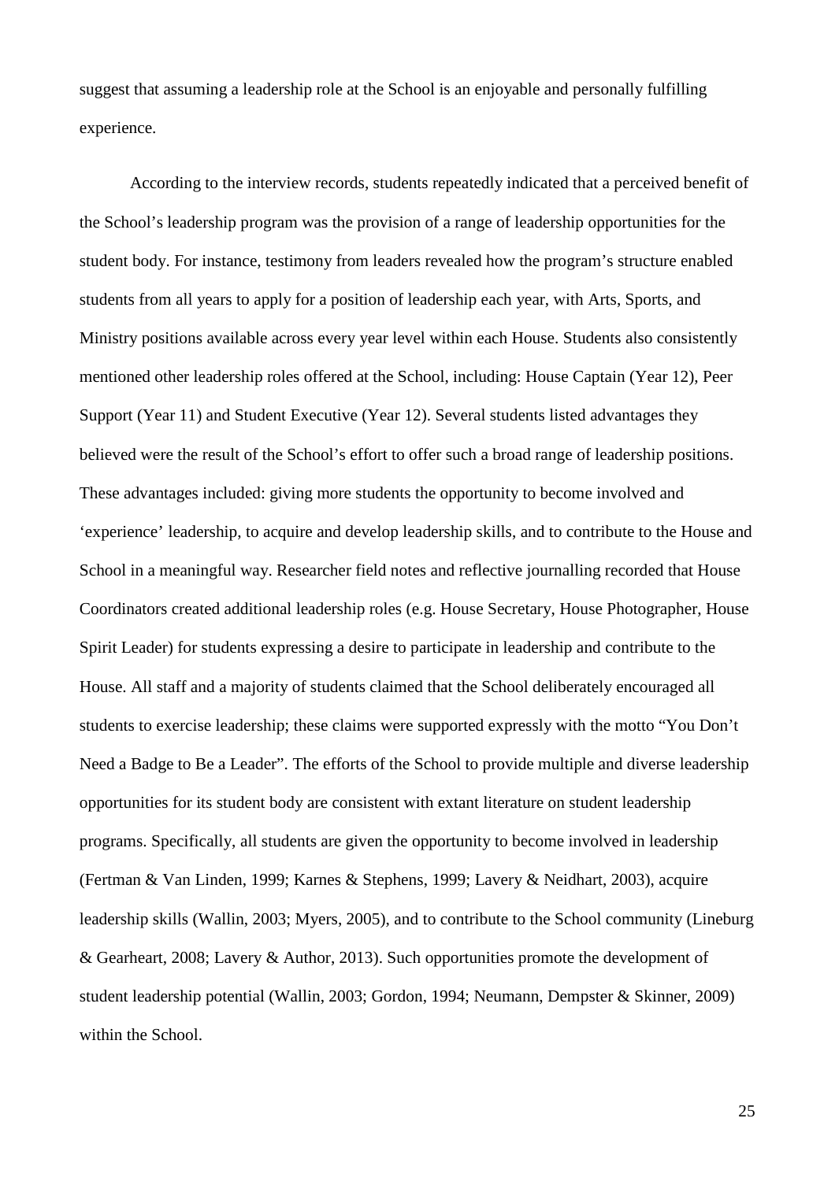suggest that assuming a leadership role at the School is an enjoyable and personally fulfilling experience.

According to the interview records, students repeatedly indicated that a perceived benefit of the School's leadership program was the provision of a range of leadership opportunities for the student body. For instance, testimony from leaders revealed how the program's structure enabled students from all years to apply for a position of leadership each year, with Arts, Sports, and Ministry positions available across every year level within each House. Students also consistently mentioned other leadership roles offered at the School, including: House Captain (Year 12), Peer Support (Year 11) and Student Executive (Year 12). Several students listed advantages they believed were the result of the School's effort to offer such a broad range of leadership positions. These advantages included: giving more students the opportunity to become involved and 'experience' leadership, to acquire and develop leadership skills, and to contribute to the House and School in a meaningful way. Researcher field notes and reflective journalling recorded that House Coordinators created additional leadership roles (e.g. House Secretary, House Photographer, House Spirit Leader) for students expressing a desire to participate in leadership and contribute to the House. All staff and a majority of students claimed that the School deliberately encouraged all students to exercise leadership; these claims were supported expressly with the motto "You Don't Need a Badge to Be a Leader". The efforts of the School to provide multiple and diverse leadership opportunities for its student body are consistent with extant literature on student leadership programs. Specifically, all students are given the opportunity to become involved in leadership (Fertman & Van Linden, 1999; Karnes & Stephens, 1999; Lavery & Neidhart, 2003), acquire leadership skills (Wallin, 2003; Myers, 2005), and to contribute to the School community (Lineburg & Gearheart, 2008; Lavery & Author, 2013). Such opportunities promote the development of student leadership potential (Wallin, 2003; Gordon, 1994; Neumann, Dempster & Skinner, 2009) within the School.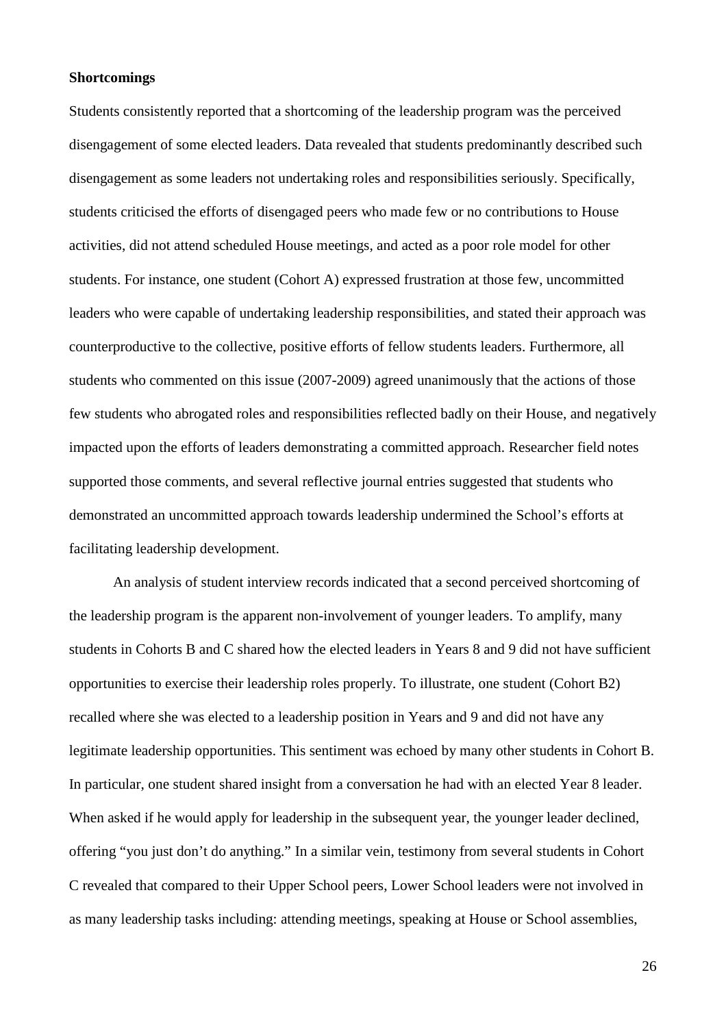**Shortcomings**

Students consistently reported that a shortcoming of the leadership program was the perceived disengagement of some elected leaders. Data revealed that students predominantly described such disengagement as some leaders not undertaking roles and responsibilities seriously. Specifically, students criticised the efforts of disengaged peers who made few or no contributions to House activities, did not attend scheduled House meetings, and acted as a poor role model for other students. For instance, one student (Cohort A) expressed frustration at those few, uncommitted leaders who were capable of undertaking leadership responsibilities, and stated their approach was counterproductive to the collective, positive efforts of fellow students leaders. Furthermore, all students who commented on this issue (2007-2009) agreed unanimously that the actions of those few students who abrogated roles and responsibilities reflected badly on their House, and negatively impacted upon the efforts of leaders demonstrating a committed approach. Researcher field notes supported those comments, and several reflective journal entries suggested that students who demonstrated an uncommitted approach towards leadership undermined the School's efforts at facilitating leadership development.

An analysis of student interview records indicated that a second perceived shortcoming of the leadership program is the apparent non-involvement of younger leaders. To amplify, many students in Cohorts B and C shared how the elected leaders in Years 8 and 9 did not have sufficient opportunities to exercise their leadership roles properly. To illustrate, one student (Cohort B2) recalled where she was elected to a leadership position in Years and 9 and did not have any legitimate leadership opportunities. This sentiment was echoed by many other students in Cohort B. In particular, one student shared insight from a conversation he had with an elected Year 8 leader. When asked if he would apply for leadership in the subsequent year, the younger leader declined, offering "you just don't do anything." In a similar vein, testimony from several students in Cohort C revealed that compared to their Upper School peers, Lower School leaders were not involved in as many leadership tasks including: attending meetings, speaking at House or School assemblies,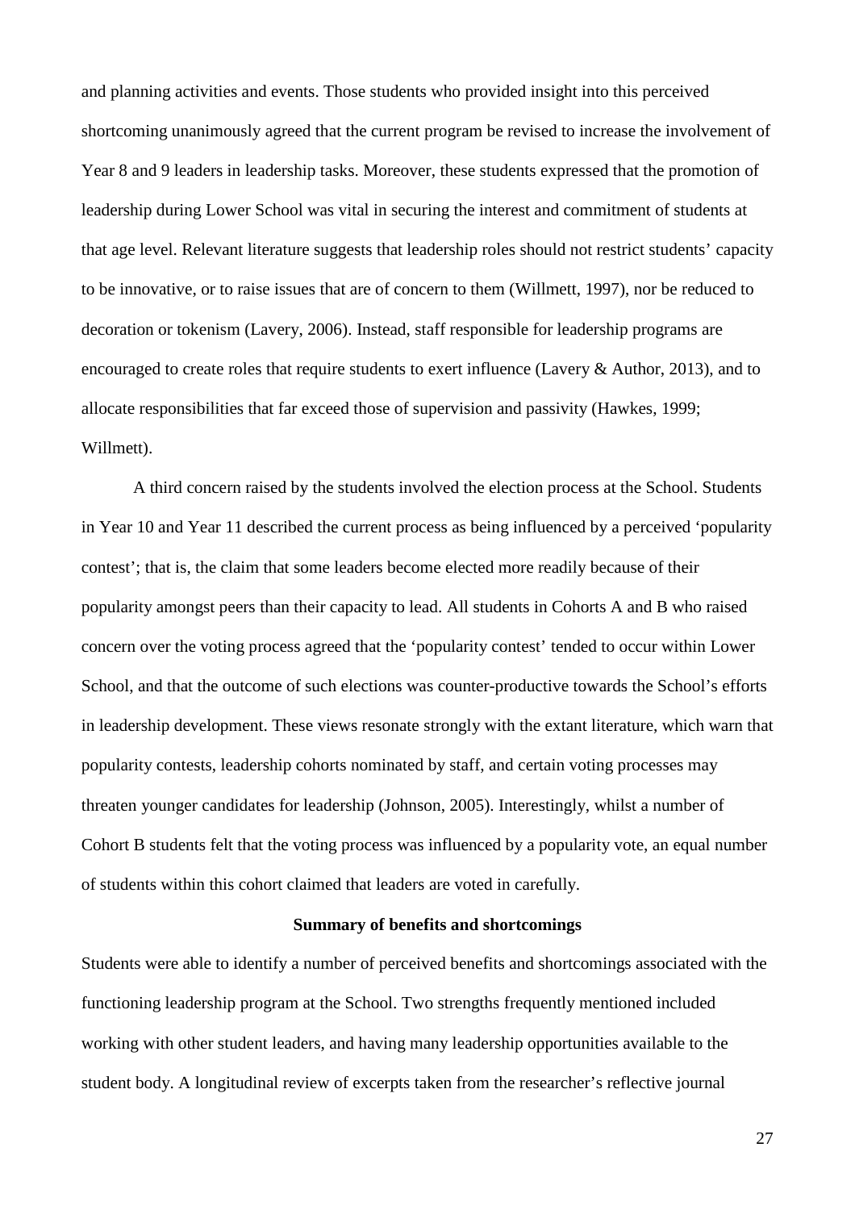and planning activities and events. Those students who provided insight into this perceived shortcoming unanimously agreed that the current program be revised to increase the involvement of Year 8 and 9 leaders in leadership tasks. Moreover, these students expressed that the promotion of leadership during Lower School was vital in securing the interest and commitment of students at that age level. Relevant literature suggests that leadership roles should not restrict students' capacity to be innovative, or to raise issues that are of concern to them (Willmett, 1997), nor be reduced to decoration or tokenism (Lavery, 2006). Instead, staff responsible for leadership programs are encouraged to create roles that require students to exert influence (Lavery & Author, 2013), and to allocate responsibilities that far exceed those of supervision and passivity (Hawkes, 1999; Willmett).

A third concern raised by the students involved the election process at the School. Students in Year 10 and Year 11 described the current process as being influenced by a perceived 'popularity contest'; that is, the claim that some leaders become elected more readily because of their popularity amongst peers than their capacity to lead. All students in Cohorts A and B who raised concern over the voting process agreed that the 'popularity contest' tended to occur within Lower School, and that the outcome of such elections was counter-productive towards the School's efforts in leadership development. These views resonate strongly with the extant literature, which warn that popularity contests, leadership cohorts nominated by staff, and certain voting processes may threaten younger candidates for leadership (Johnson, 2005). Interestingly, whilst a number of Cohort B students felt that the voting process was influenced by a popularity vote, an equal number of students within this cohort claimed that leaders are voted in carefully.

## Summary of benefits and shortcomings

Students were able to identify a number of perceived benefits and shortcomings associated with the functioning leadership program at the School. Two strengths frequently mentioned included working with other student leaders, and having many leadership opportunities available to the student body. A longitudinal review of excerpts taken from the researcher's reflective journal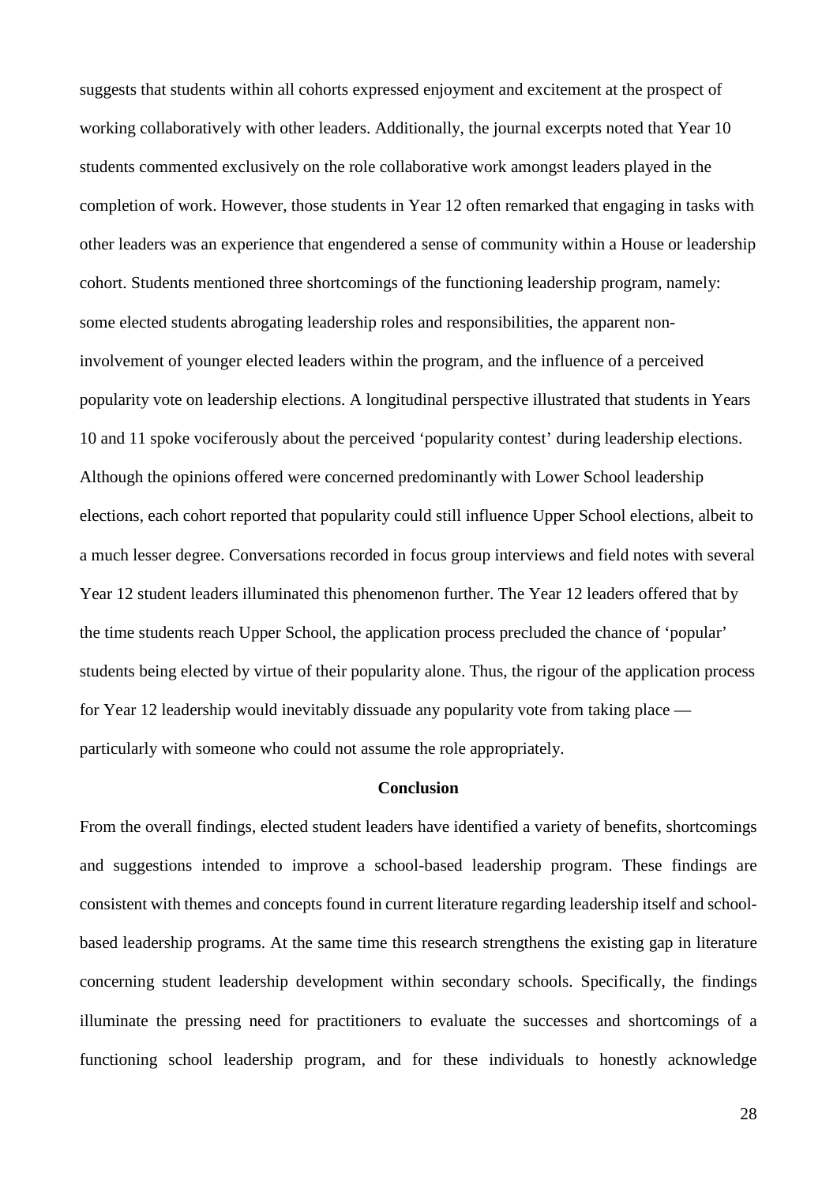suggests that students within all cohorts expressed enjoyment and excitement at the prospect of working collaboratively with other leaders. Additionally, the journal excerpts noted that Year 10 students commented exclusively on the role collaborative work amongst leaders played in the completion of work. However, those students in Year 12 often remarked that engaging in tasks with other leaders was an experience that engendered a sense of community within a House or leadership cohort. Students mentioned three shortcomings of the functioning leadership program, namely: some elected students abrogating leadership roles and responsibilities, the apparent non-involvement of younger elected leaders within the program, and the influence of a perceived popularity vote on leadership elections. A longitudinal perspective illustrated that students in Years 10 and 11 spoke vociferously about the perceived 'popularity contest' during leadership elections. Although the opinions offered were concerned predominantly with Lower School leadership elections, each cohort reported that popularity could still influence Upper School elections, albeit to a much lesser degree. Conversations recorded in focus group interviews and field notes with several Year 12 student leaders illuminated this phenomenon further. The Year 12 leaders offered that by the time students reach Upper School, the application process precluded the chance of 'popular' students being elected by virtue of their popularity alone. Thus, the rigour of the application process for Year 12 leadership would inevitably dissuade any popularity vote from taking place — particularly with someone who could not assume the role appropriately.

## Conclusion

From the overall findings, elected student leaders have identified a variety of benefits, shortcomings and suggestions intended to improve a school-based leadership program. These findings are consistent with themes and concepts found in current literature regarding leadership itself and school-based leadership programs. At the same time this research strengthens the existing gap in literature concerning student leadership development within secondary schools. Specifically, the findings illuminate the pressing need for practitioners to evaluate the successes and shortcomings of a functioning school leadership program, and for these individuals to honestly acknowledge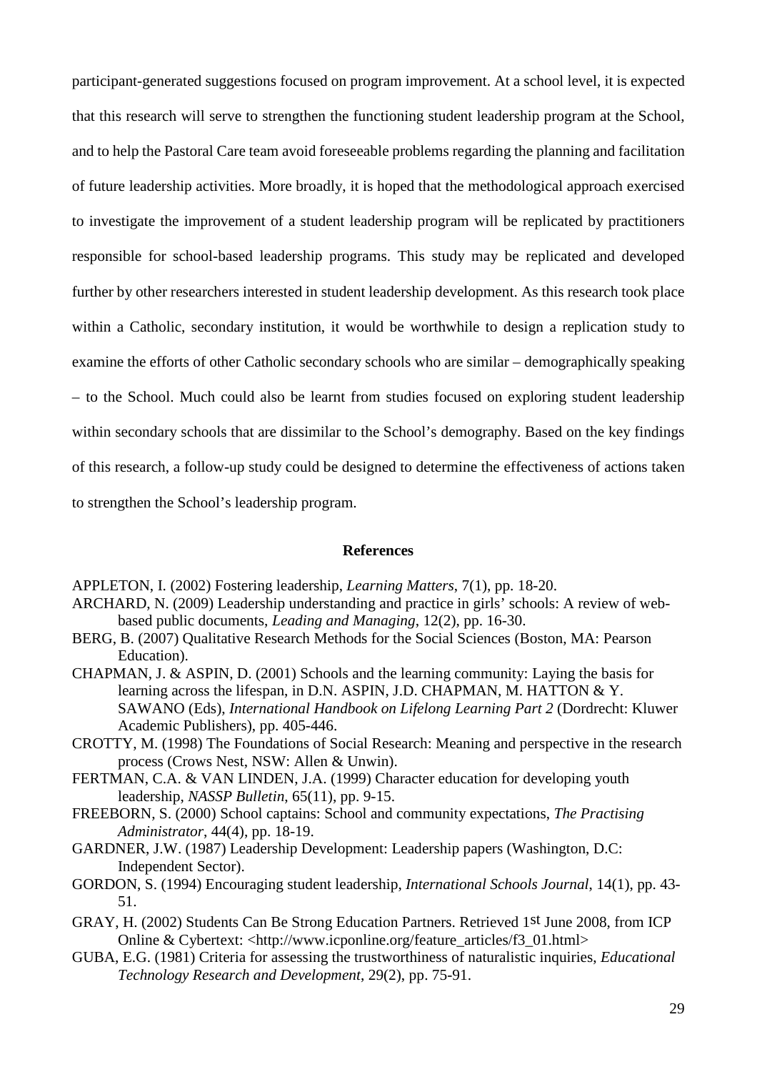participant-generated suggestions focused on program improvement. At a school level, it is expected that this research will serve to strengthen the functioning student leadership program at the School, and to help the Pastoral Care team avoid foreseeable problems regarding the planning and facilitation of future leadership activities. More broadly, it is hoped that the methodological approach exercised to investigate the improvement of a student leadership program will be replicated by practitioners responsible for school-based leadership programs. This study may be replicated and developed further by other researchers interested in student leadership development. As this research took place within a Catholic, secondary institution, it would be worthwhile to design a replication study to examine the efforts of other Catholic secondary schools who are similar – demographically speaking – to the School. Much could also be learnt from studies focused on exploring student leadership within secondary schools that are dissimilar to the School's demography. Based on the key findings of this research, a follow-up study could be designed to determine the effectiveness of actions taken to strengthen the School's leadership program.

## References

APPLETON, I. (2002) Fostering leadership, *Learning Matters*, 7(1), pp. 18-20.

ARCHARD, N. (2009) Leadership understanding and practice in girls' schools: A review of web-based public documents, *Leading and Managing*, 12(2), pp. 16-30.

BERG, B. (2007) Qualitative Research Methods for the Social Sciences (Boston, MA: Pearson Education).

CHAPMAN, J. & ASPIN, D. (2001) Schools and the learning community: Laying the basis for learning across the lifespan, in D.N. ASPIN, J.D. CHAPMAN, M. HATTON & Y. SAWANO (Eds), *International Handbook on Lifelong Learning Part 2* (Dordrecht: Kluwer Academic Publishers), pp. 405-446.

CROTTY, M. (1998) The Foundations of Social Research: Meaning and perspective in the research process (Crows Nest, NSW: Allen & Unwin).

FERTMAN, C.A. & VAN LINDEN, J.A. (1999) Character education for developing youth leadership, *NASSP Bulletin*, 65(11), pp. 9-15.

FREEBORN, S. (2000) School captains: School and community expectations, *The Practising Administrator*, 44(4), pp. 18-19.

GARDNER, J.W. (1987) Leadership Development: Leadership papers (Washington, D.C: Independent Sector).

GORDON, S. (1994) Encouraging student leadership, *International Schools Journal*, 14(1), pp. 43-51.

GRAY, H. (2002) Students Can Be Strong Education Partners. Retrieved 1st June 2008, from ICP Online & Cybertext: <http://www.icponline.org/feature_articles/f3_01.html>

GUBA, E.G. (1981) Criteria for assessing the trustworthiness of naturalistic inquiries, *Educational Technology Research and Development*, 29(2), pp. 75-91.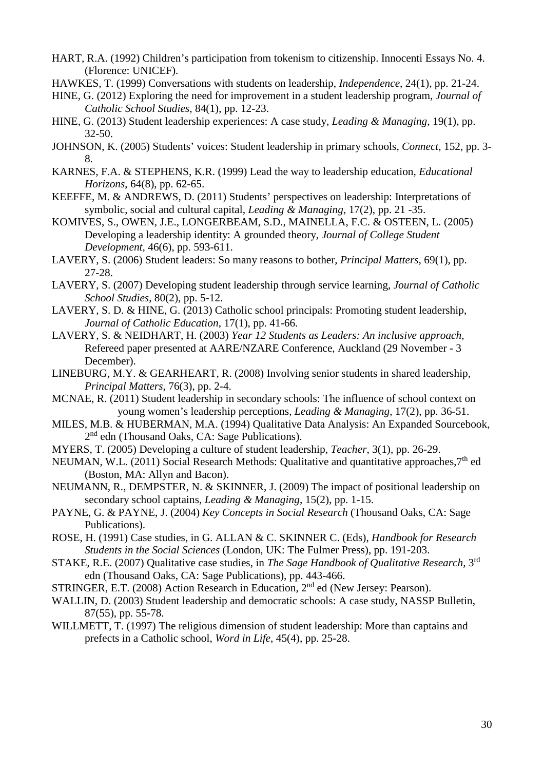HART, R.A. (1992) Children's participation from tokenism to citizenship. Innocenti Essays No. 4. (Florence: UNICEF).

HAWKES, T. (1999) Conversations with students on leadership, *Independence*, 24(1), pp. 21-24.

HINE, G. (2012) Exploring the need for improvement in a student leadership program, *Journal of Catholic School Studies*, 84(1), pp. 12-23.

HINE, G. (2013) Student leadership experiences: A case study, *Leading & Managing*, 19(1), pp. 32-50.

JOHNSON, K. (2005) Students' voices: Student leadership in primary schools, *Connect*, 152, pp. 3-8.

KARNES, F.A. & STEPHENS, K.R. (1999) Lead the way to leadership education, *Educational Horizons*, 64(8), pp. 62-65.

KEEFFE, M. & ANDREWS, D. (2011) Students' perspectives on leadership: Interpretations of symbolic, social and cultural capital, *Leading & Managing*, 17(2), pp. 21 -35.

KOMIVES, S., OWEN, J.E., LONGERBEAM, S.D., MAINELLA, F.C. & OSTEEN, L. (2005) Developing a leadership identity: A grounded theory, *Journal of College Student Development*, 46(6), pp. 593-611.

LAVERY, S. (2006) Student leaders: So many reasons to bother, *Principal Matters*, 69(1), pp. 27-28.

LAVERY, S. (2007) Developing student leadership through service learning, *Journal of Catholic School Studies*, 80(2), pp. 5-12.

LAVERY, S. D. & HINE, G. (2013) Catholic school principals: Promoting student leadership, *Journal of Catholic Education*, 17(1), pp. 41-66.

LAVERY, S. & NEIDHART, H. (2003) *Year 12 Students as Leaders: An inclusive approach*, Refereed paper presented at AARE/NZARE Conference, Auckland (29 November - 3 December).

LINEBURG, M.Y. & GEARHEART, R. (2008) Involving senior students in shared leadership, *Principal Matters*, 76(3), pp. 2-4.

MCNAE, R. (2011) Student leadership in secondary schools: The influence of school context on young women's leadership perceptions, *Leading & Managing*, 17(2), pp. 36-51.

MILES, M.B. & HUBERMAN, M.A. (1994) Qualitative Data Analysis: An Expanded Sourcebook, 2nd edn (Thousand Oaks, CA: Sage Publications).

MYERS, T. (2005) Developing a culture of student leadership, *Teacher*, 3(1), pp. 26-29.

NEUMAN, W.L. (2011) Social Research Methods: Qualitative and quantitative approaches, 7th ed (Boston, MA: Allyn and Bacon).

NEUMANN, R., DEMPSTER, N. & SKINNER, J. (2009) The impact of positional leadership on secondary school captains, *Leading & Managing*, 15(2), pp. 1-15.

PAYNE, G. & PAYNE, J. (2004) *Key Concepts in Social Research* (Thousand Oaks, CA: Sage Publications).

ROSE, H. (1991) Case studies, in G. ALLAN & C. SKINNER C. (Eds), *Handbook for Research Students in the Social Sciences* (London, UK: The Fulmer Press), pp. 191-203.

STAKE, R.E. (2007) Qualitative case studies, in *The Sage Handbook of Qualitative Research*, 3rd edn (Thousand Oaks, CA: Sage Publications), pp. 443-466.

STRINGER, E.T. (2008) Action Research in Education, 2nd ed (New Jersey: Pearson).

WALLIN, D. (2003) Student leadership and democratic schools: A case study, NASSP Bulletin, 87(55), pp. 55-78.

WILLMETT, T. (1997) The religious dimension of student leadership: More than captains and prefects in a Catholic school, *Word in Life*, 45(4), pp. 25-28.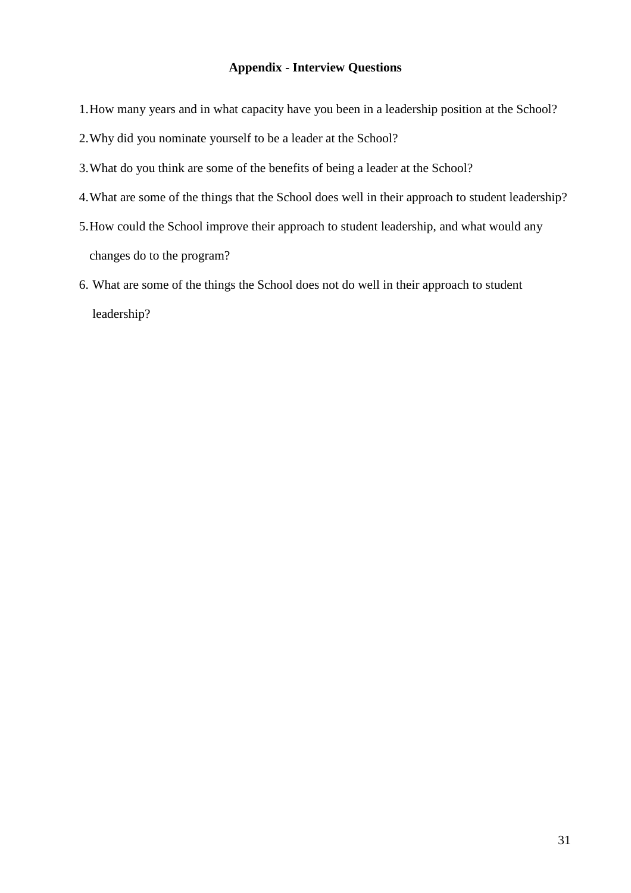**Appendix - Interview Questions**

1. How many years and in what capacity have you been in a leadership position at the School?
2. Why did you nominate yourself to be a leader at the School?
3. What do you think are some of the benefits of being a leader at the School?
4. What are some of the things that the School does well in their approach to student leadership?
5. How could the School improve their approach to student leadership, and what would any changes do to the program?
6. What are some of the things the School does not do well in their approach to student leadership?